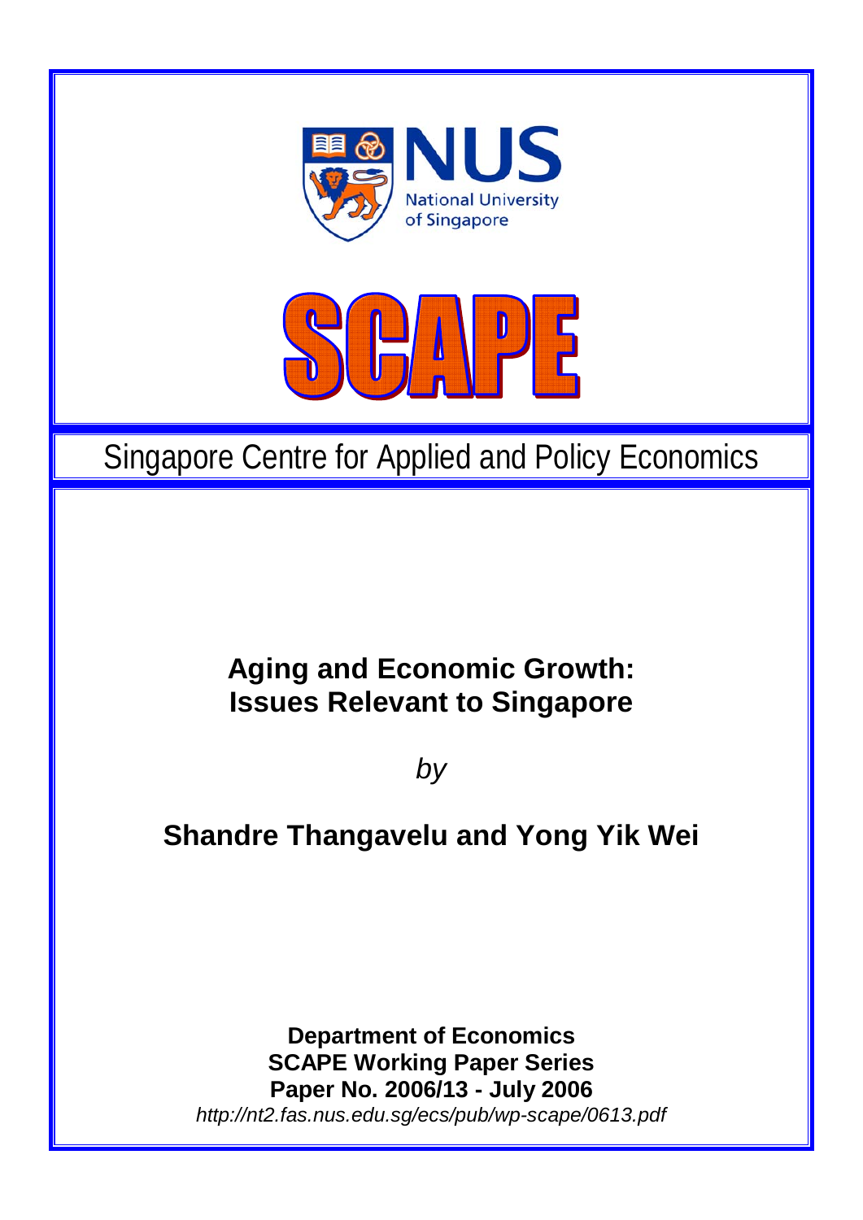NUS

National University of Singapore

SCAPE

Singapore Centre for Applied and Policy Economics

# Aging and Economic Growth: Issues Relevant to Singapore

*by*

**Shandre Thangavelu and Yong Yik Wei**

**Department of Economics**
**SCAPE Working Paper Series**
**Paper No. 2006/13 - July 2006**
*http://nt2.fas.nus.edu.sg/ecs/pub/wp-scape/0613.pdf*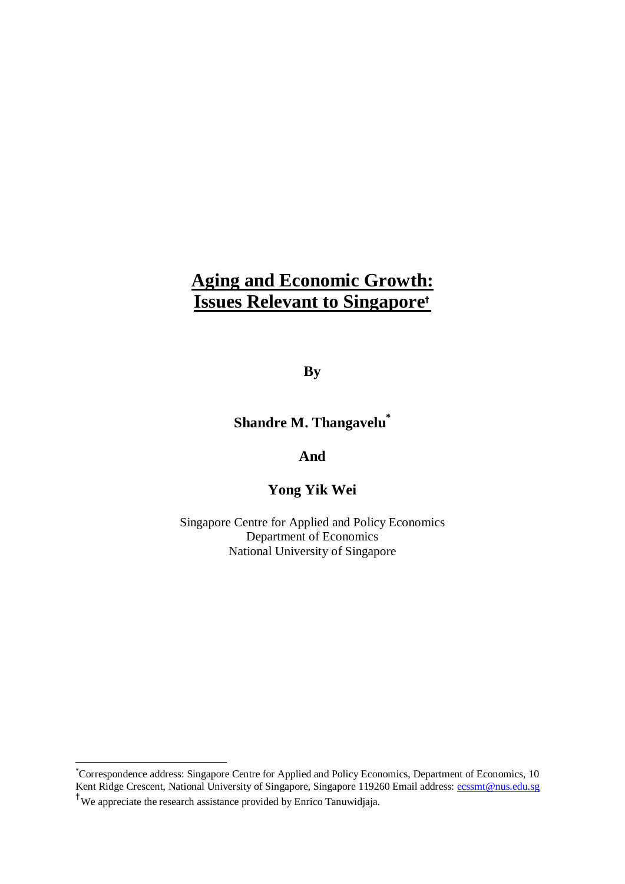# Aging and Economic Growth: Issues Relevant to Singapore[†]

**By**

**Shandre M. Thangavelu[*]**

**And**

**Yong Yik Wei**

Singapore Centre for Applied and Policy Economics
Department of Economics
National University of Singapore

---

[*] Correspondence address: Singapore Centre for Applied and Policy Economics, Department of Economics, 10 Kent Ridge Crescent, National University of Singapore, Singapore 119260 Email address: ecssmt@nus.edu.sg

[†] We appreciate the research assistance provided by Enrico Tanuwidjaja.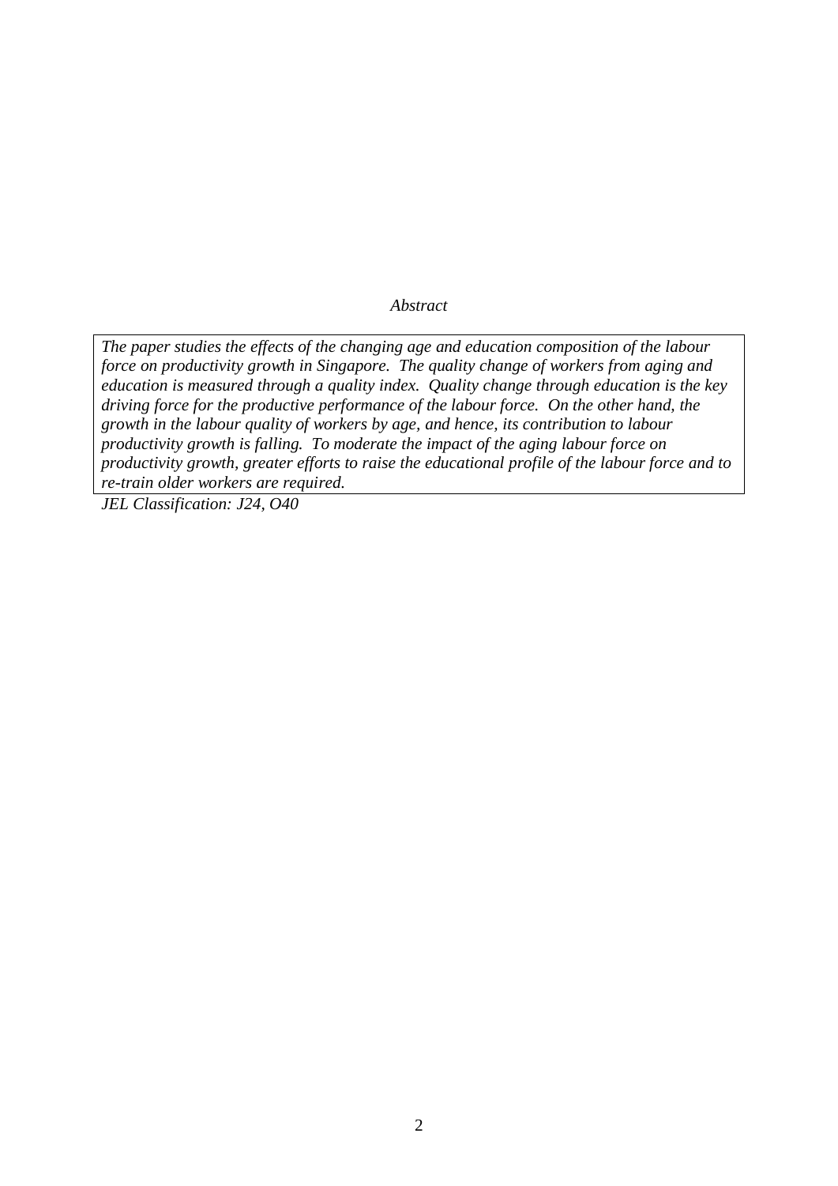*Abstract*

*The paper studies the effects of the changing age and education composition of the labour force on productivity growth in Singapore. The quality change of workers from aging and education is measured through a quality index. Quality change through education is the key driving force for the productive performance of the labour force. On the other hand, the growth in the labour quality of workers by age, and hence, its contribution to labour productivity growth is falling. To moderate the impact of the aging labour force on productivity growth, greater efforts to raise the educational profile of the labour force and to re-train older workers are required.*

*JEL Classification: J24, O40*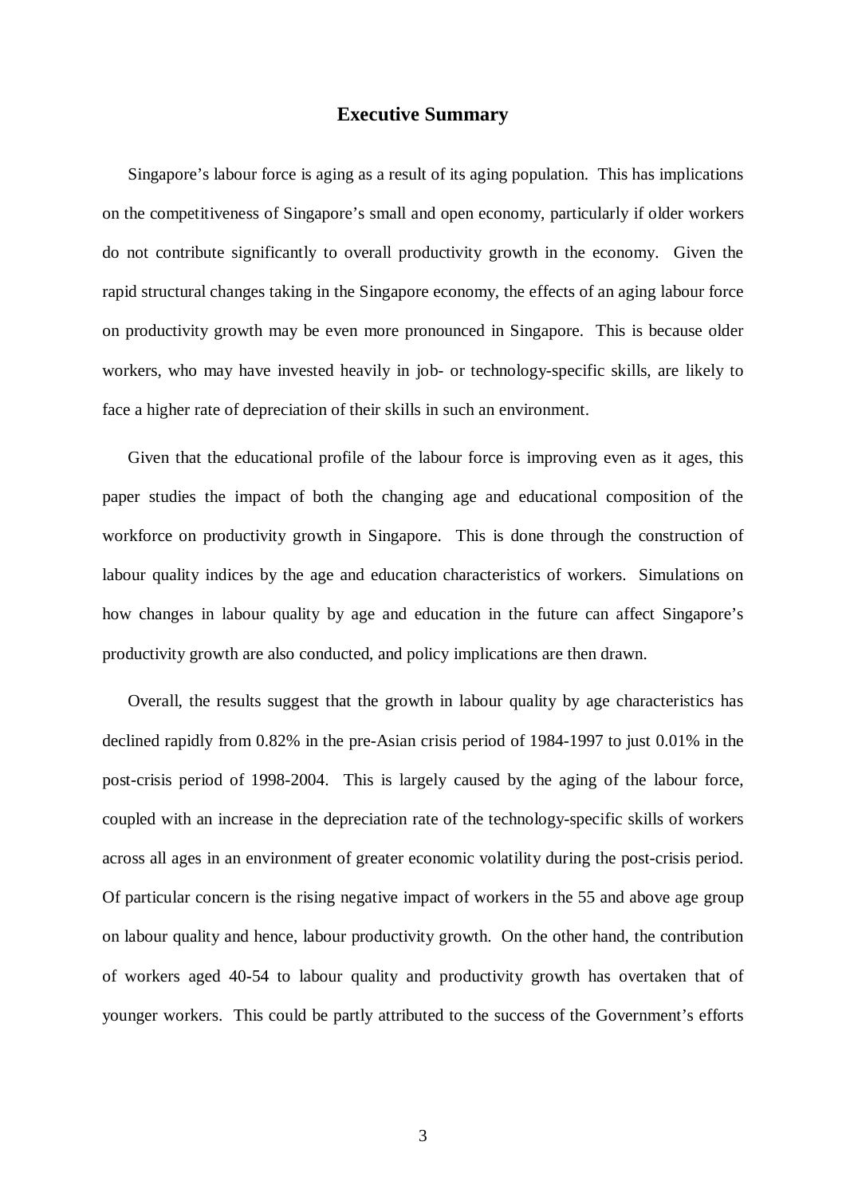## Executive Summary

Singapore's labour force is aging as a result of its aging population. This has implications on the competitiveness of Singapore's small and open economy, particularly if older workers do not contribute significantly to overall productivity growth in the economy. Given the rapid structural changes taking in the Singapore economy, the effects of an aging labour force on productivity growth may be even more pronounced in Singapore. This is because older workers, who may have invested heavily in job- or technology-specific skills, are likely to face a higher rate of depreciation of their skills in such an environment.

Given that the educational profile of the labour force is improving even as it ages, this paper studies the impact of both the changing age and educational composition of the workforce on productivity growth in Singapore. This is done through the construction of labour quality indices by the age and education characteristics of workers. Simulations on how changes in labour quality by age and education in the future can affect Singapore's productivity growth are also conducted, and policy implications are then drawn.

Overall, the results suggest that the growth in labour quality by age characteristics has declined rapidly from 0.82% in the pre-Asian crisis period of 1984-1997 to just 0.01% in the post-crisis period of 1998-2004. This is largely caused by the aging of the labour force, coupled with an increase in the depreciation rate of the technology-specific skills of workers across all ages in an environment of greater economic volatility during the post-crisis period. Of particular concern is the rising negative impact of workers in the 55 and above age group on labour quality and hence, labour productivity growth. On the other hand, the contribution of workers aged 40-54 to labour quality and productivity growth has overtaken that of younger workers. This could be partly attributed to the success of the Government's efforts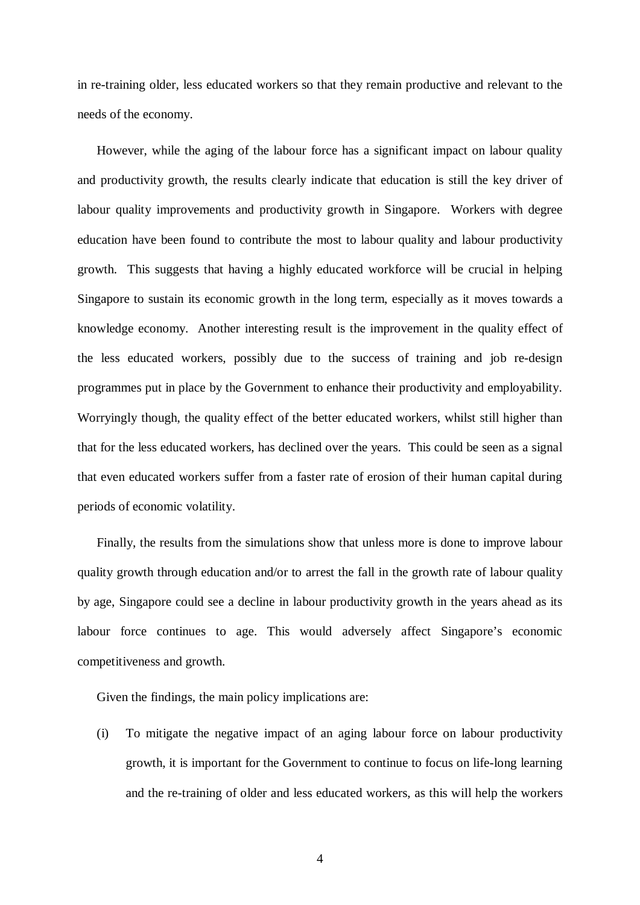in re-training older, less educated workers so that they remain productive and relevant to the needs of the economy.

However, while the aging of the labour force has a significant impact on labour quality and productivity growth, the results clearly indicate that education is still the key driver of labour quality improvements and productivity growth in Singapore. Workers with degree education have been found to contribute the most to labour quality and labour productivity growth. This suggests that having a highly educated workforce will be crucial in helping Singapore to sustain its economic growth in the long term, especially as it moves towards a knowledge economy. Another interesting result is the improvement in the quality effect of the less educated workers, possibly due to the success of training and job re-design programmes put in place by the Government to enhance their productivity and employability. Worryingly though, the quality effect of the better educated workers, whilst still higher than that for the less educated workers, has declined over the years. This could be seen as a signal that even educated workers suffer from a faster rate of erosion of their human capital during periods of economic volatility.

Finally, the results from the simulations show that unless more is done to improve labour quality growth through education and/or to arrest the fall in the growth rate of labour quality by age, Singapore could see a decline in labour productivity growth in the years ahead as its labour force continues to age. This would adversely affect Singapore's economic competitiveness and growth.

Given the findings, the main policy implications are:

(i) To mitigate the negative impact of an aging labour force on labour productivity growth, it is important for the Government to continue to focus on life-long learning and the re-training of older and less educated workers, as this will help the workers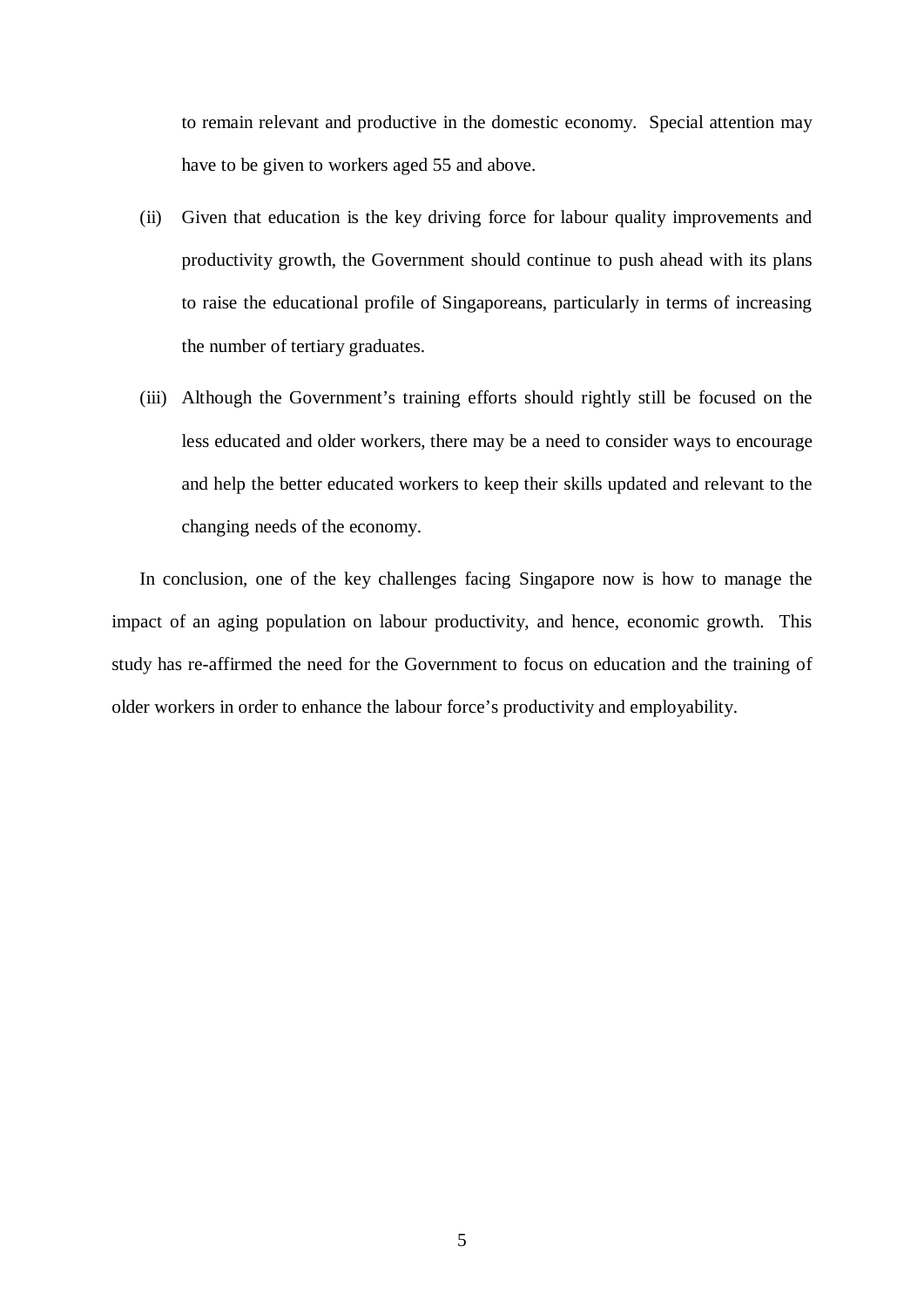to remain relevant and productive in the domestic economy. Special attention may have to be given to workers aged 55 and above.

(ii) Given that education is the key driving force for labour quality improvements and productivity growth, the Government should continue to push ahead with its plans to raise the educational profile of Singaporeans, particularly in terms of increasing the number of tertiary graduates.

(iii) Although the Government's training efforts should rightly still be focused on the less educated and older workers, there may be a need to consider ways to encourage and help the better educated workers to keep their skills updated and relevant to the changing needs of the economy.

In conclusion, one of the key challenges facing Singapore now is how to manage the impact of an aging population on labour productivity, and hence, economic growth. This study has re-affirmed the need for the Government to focus on education and the training of older workers in order to enhance the labour force's productivity and employability.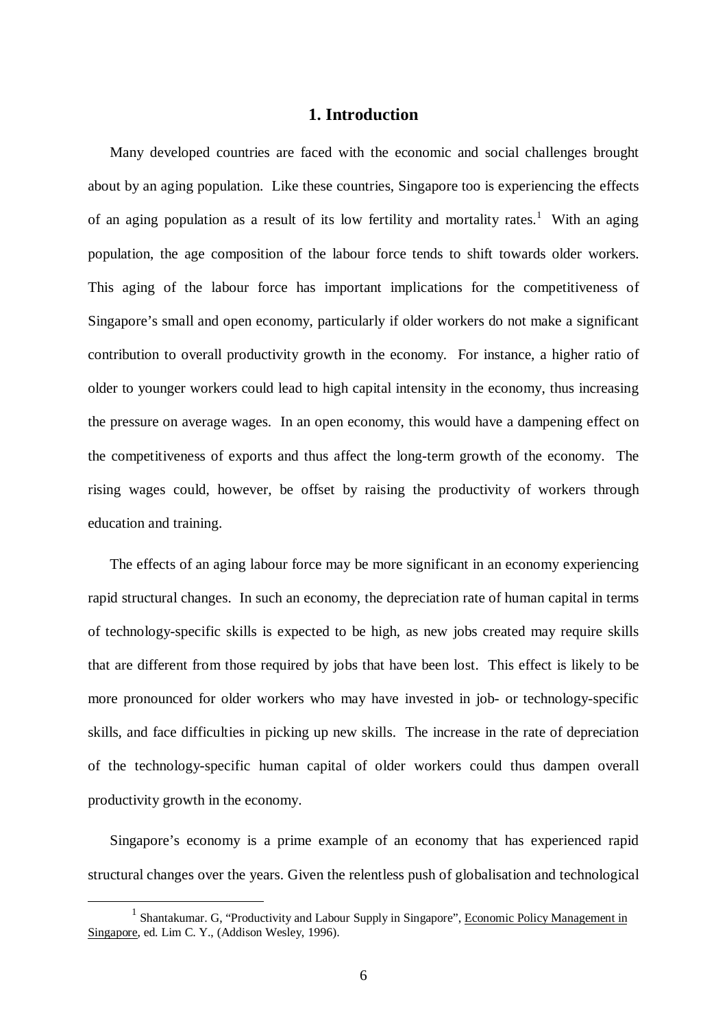# 1. Introduction

Many developed countries are faced with the economic and social challenges brought about by an aging population. Like these countries, Singapore too is experiencing the effects of an aging population as a result of its low fertility and mortality rates.[1] With an aging population, the age composition of the labour force tends to shift towards older workers. This aging of the labour force has important implications for the competitiveness of Singapore's small and open economy, particularly if older workers do not make a significant contribution to overall productivity growth in the economy. For instance, a higher ratio of older to younger workers could lead to high capital intensity in the economy, thus increasing the pressure on average wages. In an open economy, this would have a dampening effect on the competitiveness of exports and thus affect the long-term growth of the economy. The rising wages could, however, be offset by raising the productivity of workers through education and training.

The effects of an aging labour force may be more significant in an economy experiencing rapid structural changes. In such an economy, the depreciation rate of human capital in terms of technology-specific skills is expected to be high, as new jobs created may require skills that are different from those required by jobs that have been lost. This effect is likely to be more pronounced for older workers who may have invested in job- or technology-specific skills, and face difficulties in picking up new skills. The increase in the rate of depreciation of the technology-specific human capital of older workers could thus dampen overall productivity growth in the economy.

Singapore's economy is a prime example of an economy that has experienced rapid structural changes over the years. Given the relentless push of globalisation and technological

---

[1] Shantakumar. G, "Productivity and Labour Supply in Singapore", Economic Policy Management in Singapore, ed. Lim C. Y., (Addison Wesley, 1996).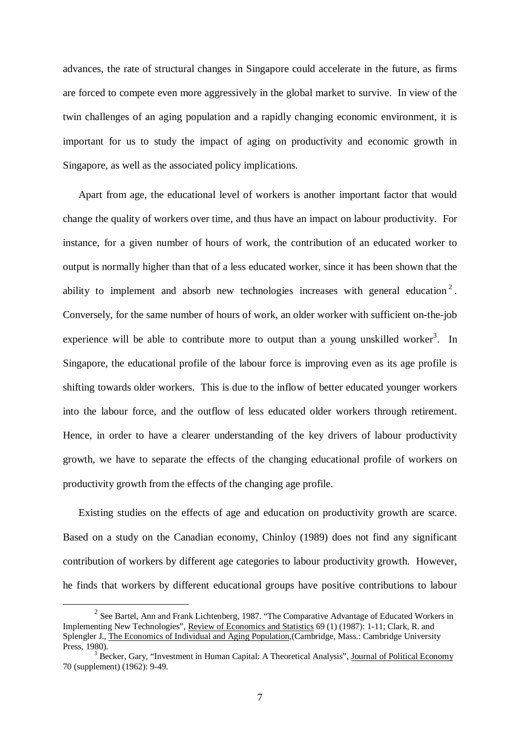advances, the rate of structural changes in Singapore could accelerate in the future, as firms are forced to compete even more aggressively in the global market to survive. In view of the twin challenges of an aging population and a rapidly changing economic environment, it is important for us to study the impact of aging on productivity and economic growth in Singapore, as well as the associated policy implications.

Apart from age, the educational level of workers is another important factor that would change the quality of workers over time, and thus have an impact on labour productivity. For instance, for a given number of hours of work, the contribution of an educated worker to output is normally higher than that of a less educated worker, since it has been shown that the ability to implement and absorb new technologies increases with general education[2]. Conversely, for the same number of hours of work, an older worker with sufficient on-the-job experience will be able to contribute more to output than a young unskilled worker[3]. In Singapore, the educational profile of the labour force is improving even as its age profile is shifting towards older workers. This is due to the inflow of better educated younger workers into the labour force, and the outflow of less educated older workers through retirement. Hence, in order to have a clearer understanding of the key drivers of labour productivity growth, we have to separate the effects of the changing educational profile of workers on productivity growth from the effects of the changing age profile.

Existing studies on the effects of age and education on productivity growth are scarce. Based on a study on the Canadian economy, Chinloy (1989) does not find any significant contribution of workers by different age categories to labour productivity growth. However, he finds that workers by different educational groups have positive contributions to labour

---

[2] See Bartel, Ann and Frank Lichtenberg, 1987. "The Comparative Advantage of Educated Workers in Implementing New Technologies", Review of Economics and Statistics 69 (1) (1987): 1-11; Clark, R. and Splengler J., The Economics of Individual and Aging Population,(Cambridge, Mass.: Cambridge University Press, 1980).

[3] Becker, Gary, "Investment in Human Capital: A Theoretical Analysis", Journal of Political Economy 70 (supplement) (1962): 9-49.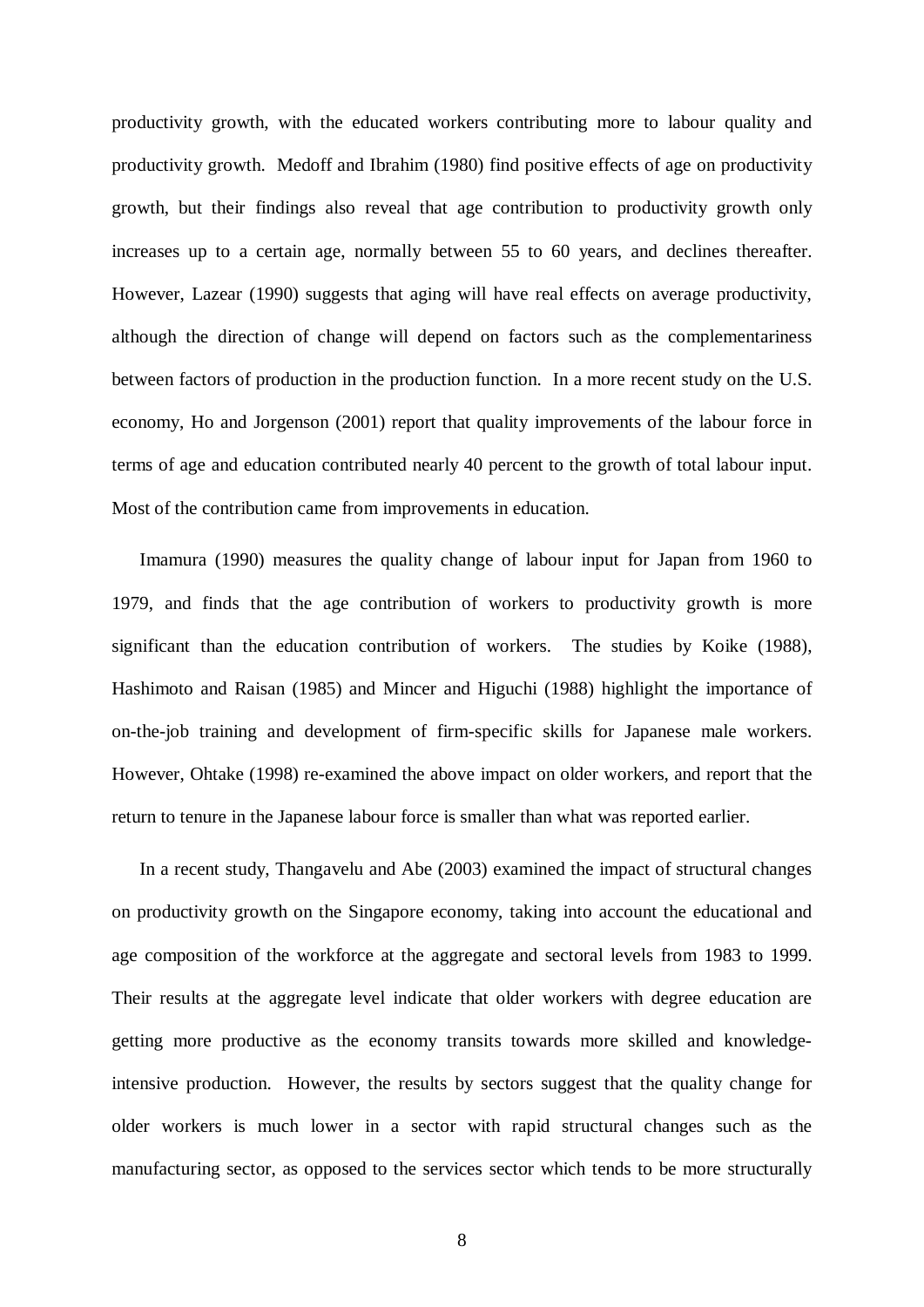productivity growth, with the educated workers contributing more to labour quality and productivity growth. Medoff and Ibrahim (1980) find positive effects of age on productivity growth, but their findings also reveal that age contribution to productivity growth only increases up to a certain age, normally between 55 to 60 years, and declines thereafter. However, Lazear (1990) suggests that aging will have real effects on average productivity, although the direction of change will depend on factors such as the complementariness between factors of production in the production function. In a more recent study on the U.S. economy, Ho and Jorgenson (2001) report that quality improvements of the labour force in terms of age and education contributed nearly 40 percent to the growth of total labour input. Most of the contribution came from improvements in education.

Imamura (1990) measures the quality change of labour input for Japan from 1960 to 1979, and finds that the age contribution of workers to productivity growth is more significant than the education contribution of workers. The studies by Koike (1988), Hashimoto and Raisan (1985) and Mincer and Higuchi (1988) highlight the importance of on-the-job training and development of firm-specific skills for Japanese male workers. However, Ohtake (1998) re-examined the above impact on older workers, and report that the return to tenure in the Japanese labour force is smaller than what was reported earlier.

In a recent study, Thangavelu and Abe (2003) examined the impact of structural changes on productivity growth on the Singapore economy, taking into account the educational and age composition of the workforce at the aggregate and sectoral levels from 1983 to 1999. Their results at the aggregate level indicate that older workers with degree education are getting more productive as the economy transits towards more skilled and knowledge-intensive production. However, the results by sectors suggest that the quality change for older workers is much lower in a sector with rapid structural changes such as the manufacturing sector, as opposed to the services sector which tends to be more structurally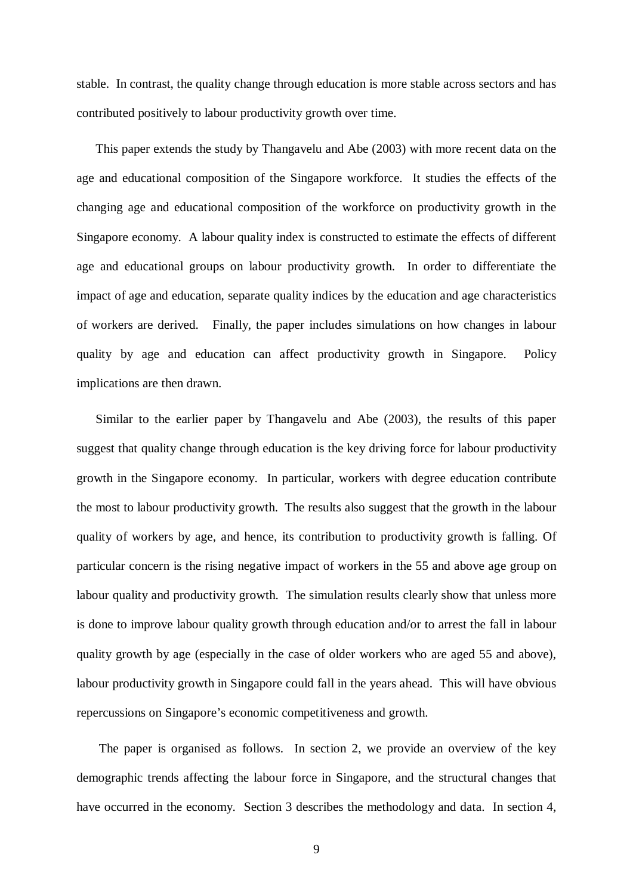stable. In contrast, the quality change through education is more stable across sectors and has contributed positively to labour productivity growth over time.

This paper extends the study by Thangavelu and Abe (2003) with more recent data on the age and educational composition of the Singapore workforce. It studies the effects of the changing age and educational composition of the workforce on productivity growth in the Singapore economy. A labour quality index is constructed to estimate the effects of different age and educational groups on labour productivity growth. In order to differentiate the impact of age and education, separate quality indices by the education and age characteristics of workers are derived. Finally, the paper includes simulations on how changes in labour quality by age and education can affect productivity growth in Singapore. Policy implications are then drawn.

Similar to the earlier paper by Thangavelu and Abe (2003), the results of this paper suggest that quality change through education is the key driving force for labour productivity growth in the Singapore economy. In particular, workers with degree education contribute the most to labour productivity growth. The results also suggest that the growth in the labour quality of workers by age, and hence, its contribution to productivity growth is falling. Of particular concern is the rising negative impact of workers in the 55 and above age group on labour quality and productivity growth. The simulation results clearly show that unless more is done to improve labour quality growth through education and/or to arrest the fall in labour quality growth by age (especially in the case of older workers who are aged 55 and above), labour productivity growth in Singapore could fall in the years ahead. This will have obvious repercussions on Singapore's economic competitiveness and growth.

The paper is organised as follows. In section 2, we provide an overview of the key demographic trends affecting the labour force in Singapore, and the structural changes that have occurred in the economy. Section 3 describes the methodology and data. In section 4,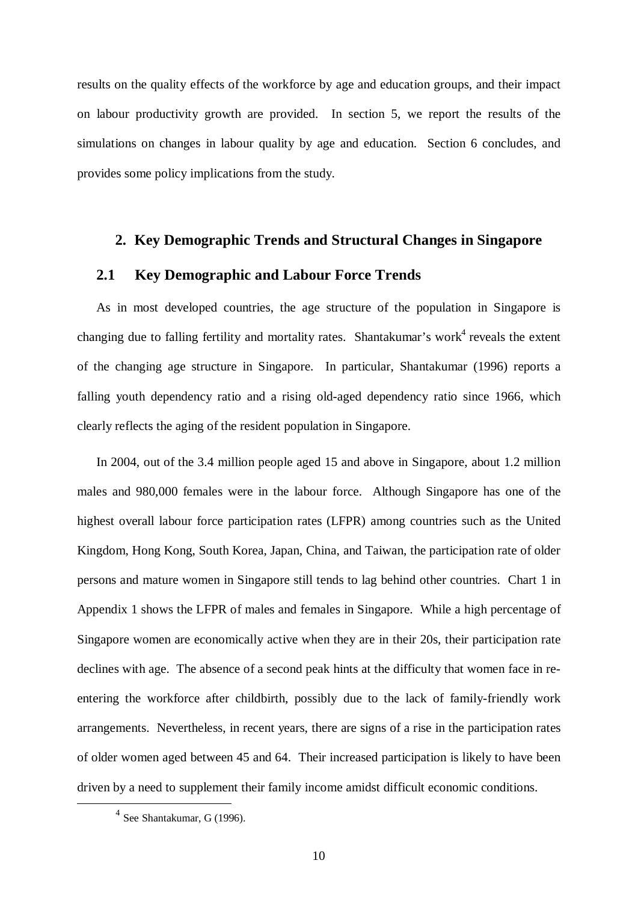results on the quality effects of the workforce by age and education groups, and their impact on labour productivity growth are provided. In section 5, we report the results of the simulations on changes in labour quality by age and education. Section 6 concludes, and provides some policy implications from the study.

## 2. Key Demographic Trends and Structural Changes in Singapore

### 2.1 Key Demographic and Labour Force Trends

As in most developed countries, the age structure of the population in Singapore is changing due to falling fertility and mortality rates. Shantakumar's work[4] reveals the extent of the changing age structure in Singapore. In particular, Shantakumar (1996) reports a falling youth dependency ratio and a rising old-aged dependency ratio since 1966, which clearly reflects the aging of the resident population in Singapore.

In 2004, out of the 3.4 million people aged 15 and above in Singapore, about 1.2 million males and 980,000 females were in the labour force. Although Singapore has one of the highest overall labour force participation rates (LFPR) among countries such as the United Kingdom, Hong Kong, South Korea, Japan, China, and Taiwan, the participation rate of older persons and mature women in Singapore still tends to lag behind other countries. Chart 1 in Appendix 1 shows the LFPR of males and females in Singapore. While a high percentage of Singapore women are economically active when they are in their 20s, their participation rate declines with age. The absence of a second peak hints at the difficulty that women face in re-entering the workforce after childbirth, possibly due to the lack of family-friendly work arrangements. Nevertheless, in recent years, there are signs of a rise in the participation rates of older women aged between 45 and 64. Their increased participation is likely to have been driven by a need to supplement their family income amidst difficult economic conditions.

[4] See Shantakumar, G (1996).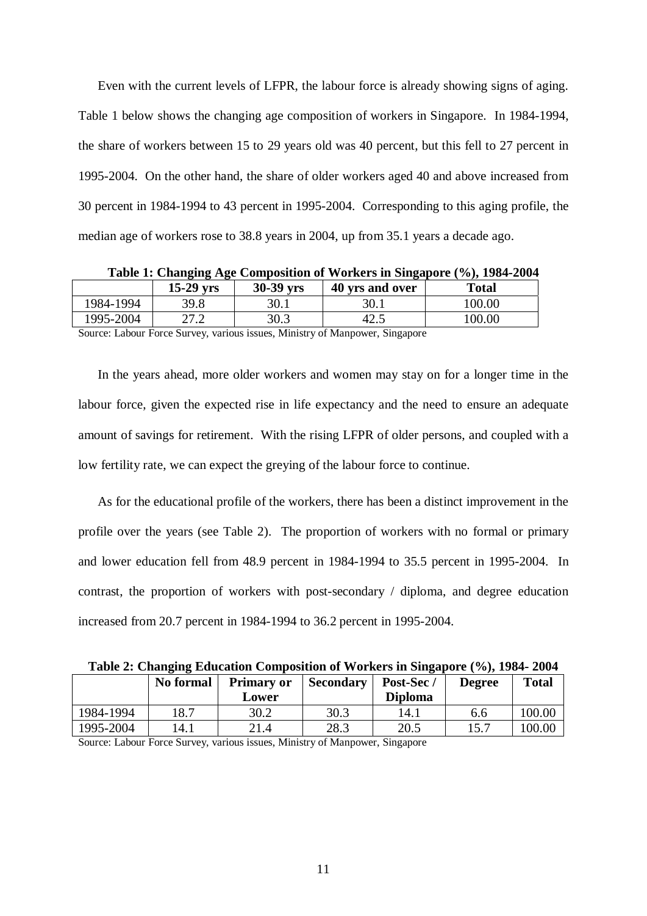Even with the current levels of LFPR, the labour force is already showing signs of aging. Table 1 below shows the changing age composition of workers in Singapore. In 1984-1994, the share of workers between 15 to 29 years old was 40 percent, but this fell to 27 percent in 1995-2004. On the other hand, the share of older workers aged 40 and above increased from 30 percent in 1984-1994 to 43 percent in 1995-2004. Corresponding to this aging profile, the median age of workers rose to 38.8 years in 2004, up from 35.1 years a decade ago.

**Table 1: Changing Age Composition of Workers in Singapore (%), 1984-2004**

| | 15-29 yrs | 30-39 yrs | 40 yrs and over | Total |
|---|---|---|---|---|
| 1984-1994 | 39.8 | 30.1 | 30.1 | 100.00 |
| 1995-2004 | 27.2 | 30.3 | 42.5 | 100.00 |

Source: Labour Force Survey, various issues, Ministry of Manpower, Singapore

In the years ahead, more older workers and women may stay on for a longer time in the labour force, given the expected rise in life expectancy and the need to ensure an adequate amount of savings for retirement. With the rising LFPR of older persons, and coupled with a low fertility rate, we can expect the greying of the labour force to continue.

As for the educational profile of the workers, there has been a distinct improvement in the profile over the years (see Table 2). The proportion of workers with no formal or primary and lower education fell from 48.9 percent in 1984-1994 to 35.5 percent in 1995-2004. In contrast, the proportion of workers with post-secondary / diploma, and degree education increased from 20.7 percent in 1984-1994 to 36.2 percent in 1995-2004.

**Table 2: Changing Education Composition of Workers in Singapore (%), 1984- 2004**

| | No formal | Primary or Lower | Secondary | Post-Sec / Diploma | Degree | Total |
|---|---|---|---|---|---|---|
| 1984-1994 | 18.7 | 30.2 | 30.3 | 14.1 | 6.6 | 100.00 |
| 1995-2004 | 14.1 | 21.4 | 28.3 | 20.5 | 15.7 | 100.00 |

Source: Labour Force Survey, various issues, Ministry of Manpower, Singapore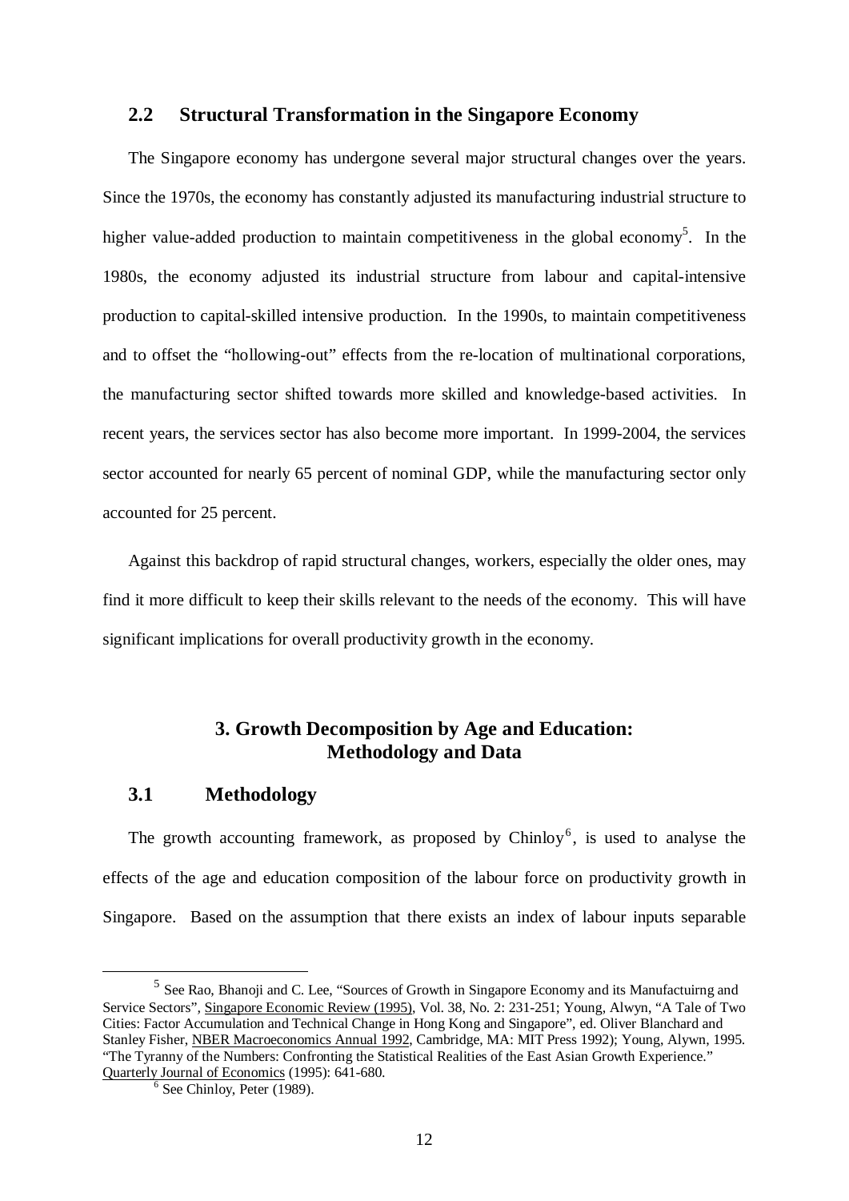## 2.2 Structural Transformation in the Singapore Economy

The Singapore economy has undergone several major structural changes over the years. Since the 1970s, the economy has constantly adjusted its manufacturing industrial structure to higher value-added production to maintain competitiveness in the global economy[5]. In the 1980s, the economy adjusted its industrial structure from labour and capital-intensive production to capital-skilled intensive production. In the 1990s, to maintain competitiveness and to offset the "hollowing-out" effects from the re-location of multinational corporations, the manufacturing sector shifted towards more skilled and knowledge-based activities. In recent years, the services sector has also become more important. In 1999-2004, the services sector accounted for nearly 65 percent of nominal GDP, while the manufacturing sector only accounted for 25 percent.

Against this backdrop of rapid structural changes, workers, especially the older ones, may find it more difficult to keep their skills relevant to the needs of the economy. This will have significant implications for overall productivity growth in the economy.

# 3. Growth Decomposition by Age and Education: Methodology and Data

## 3.1 Methodology

The growth accounting framework, as proposed by Chinloy[6], is used to analyse the effects of the age and education composition of the labour force on productivity growth in Singapore. Based on the assumption that there exists an index of labour inputs separable

---

[5] See Rao, Bhanoji and C. Lee, "Sources of Growth in Singapore Economy and its Manufactuirng and Service Sectors", Singapore Economic Review (1995), Vol. 38, No. 2: 231-251; Young, Alwyn, "A Tale of Two Cities: Factor Accumulation and Technical Change in Hong Kong and Singapore", ed. Oliver Blanchard and Stanley Fisher, NBER Macroeconomics Annual 1992, Cambridge, MA: MIT Press 1992); Young, Alywn, 1995. "The Tyranny of the Numbers: Confronting the Statistical Realities of the East Asian Growth Experience." Quarterly Journal of Economics (1995): 641-680.

[6] See Chinloy, Peter (1989).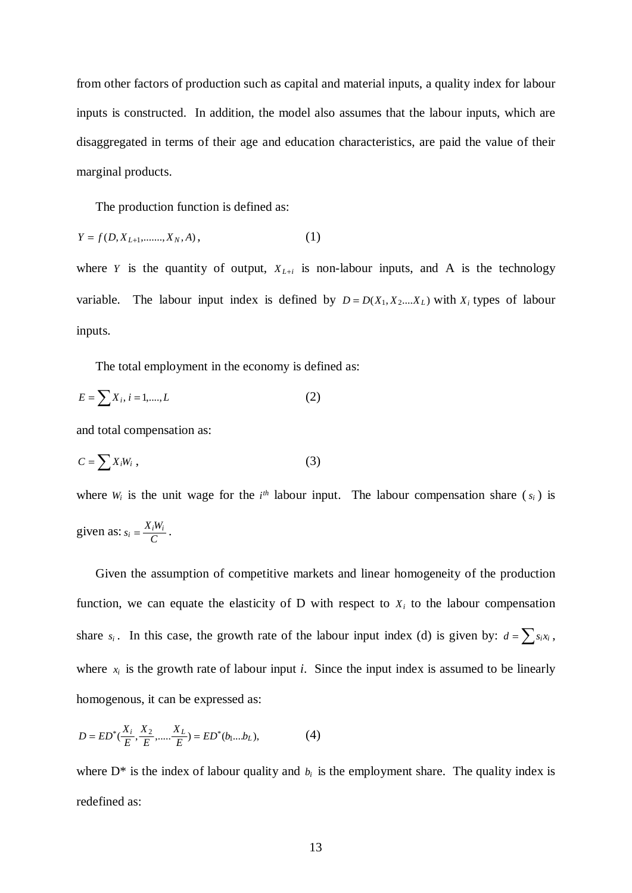from other factors of production such as capital and material inputs, a quality index for labour inputs is constructed. In addition, the model also assumes that the labour inputs, which are disaggregated in terms of their age and education characteristics, are paid the value of their marginal products.

The production function is defined as:

$$Y = f(D, X_{L+1}, \ldots\ldots, X_N, A), \qquad (1)$$

where $Y$ is the quantity of output, $X_{L+i}$ is non-labour inputs, and A is the technology variable. The labour input index is defined by $D = D(X_1, X_2 \ldots X_L)$ with $X_i$ types of labour inputs.

The total employment in the economy is defined as:

$$E = \sum X_i, \; i = 1, \ldots, L \qquad (2)$$

and total compensation as:

$$C = \sum X_i W_i \,, \qquad (3)$$

where $W_i$ is the unit wage for the $i^{th}$ labour input. The labour compensation share ($s_i$) is given as: $s_i = \frac{X_i W_i}{C}$.

Given the assumption of competitive markets and linear homogeneity of the production function, we can equate the elasticity of D with respect to $X_i$ to the labour compensation share $s_i$. In this case, the growth rate of the labour input index (d) is given by: $d = \sum s_i x_i$, where $x_i$ is the growth rate of labour input *i*. Since the input index is assumed to be linearly homogenous, it can be expressed as:

$$D = ED^*\left(\frac{X_i}{E}, \frac{X_2}{E}, \ldots\ldots \frac{X_L}{E}\right) = ED^*(b_1 \ldots b_L), \qquad (4)$$

where D* is the index of labour quality and $b_i$ is the employment share. The quality index is redefined as: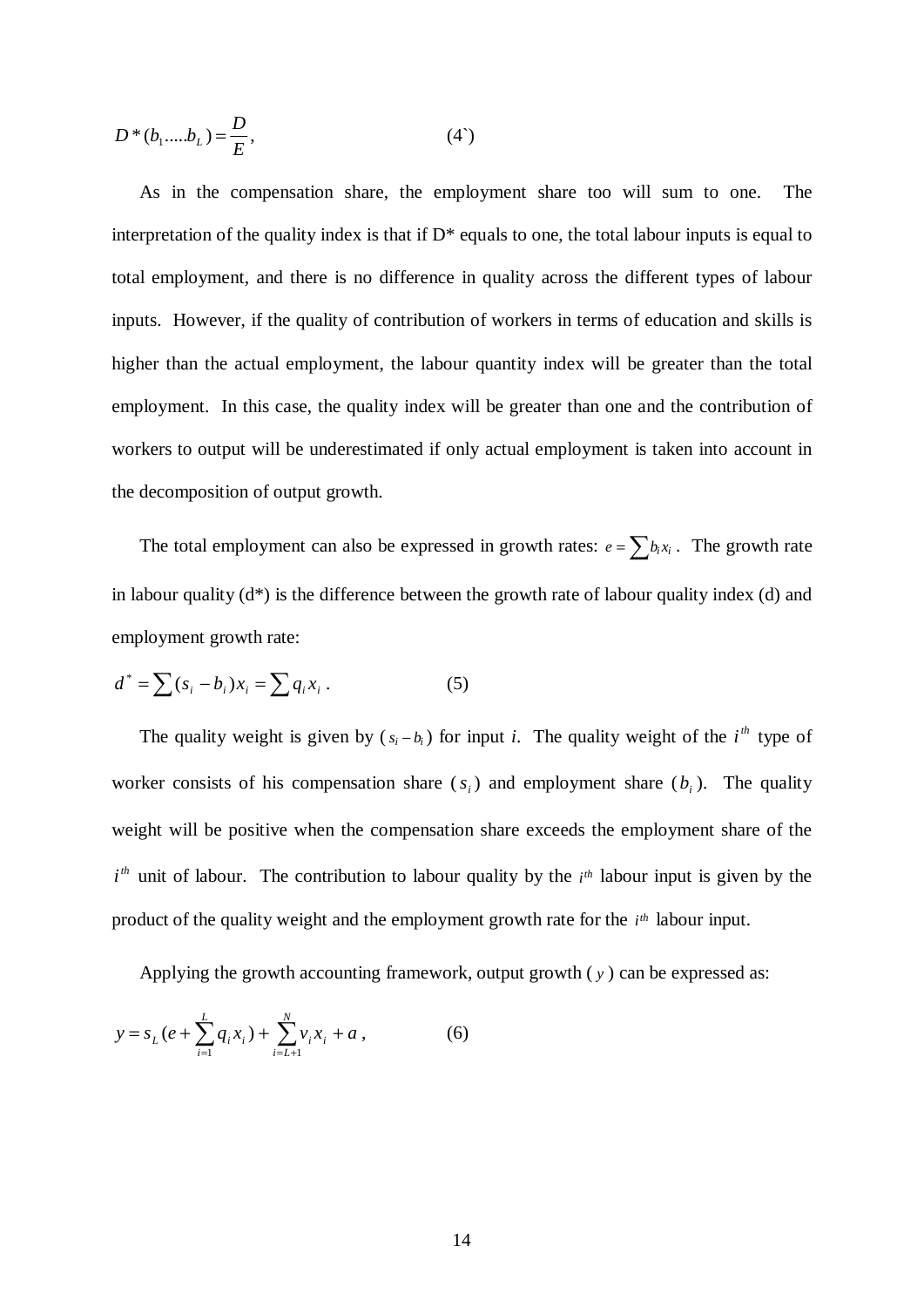$$D^*(b_1.....b_L) = \frac{D}{E}, \qquad (4`)$$

As in the compensation share, the employment share too will sum to one. The interpretation of the quality index is that if D* equals to one, the total labour inputs is equal to total employment, and there is no difference in quality across the different types of labour inputs. However, if the quality of contribution of workers in terms of education and skills is higher than the actual employment, the labour quantity index will be greater than the total employment. In this case, the quality index will be greater than one and the contribution of workers to output will be underestimated if only actual employment is taken into account in the decomposition of output growth.

The total employment can also be expressed in growth rates: $e = \sum b_i x_i$. The growth rate in labour quality (d*) is the difference between the growth rate of labour quality index (d) and employment growth rate:

$$d^* = \sum (s_i - b_i) x_i = \sum q_i x_i \; . \qquad (5)$$

The quality weight is given by ($s_i - b_i$) for input *i*. The quality weight of the $i^{th}$ type of worker consists of his compensation share ($s_i$) and employment share ($b_i$). The quality weight will be positive when the compensation share exceeds the employment share of the $i^{th}$ unit of labour. The contribution to labour quality by the $i^{th}$ labour input is given by the product of the quality weight and the employment growth rate for the $i^{th}$ labour input.

Applying the growth accounting framework, output growth ($y$) can be expressed as:

$$y = s_L (e + \sum_{i=1}^{L} q_i x_i) + \sum_{i=L+1}^{N} v_i x_i + a \, , \qquad (6)$$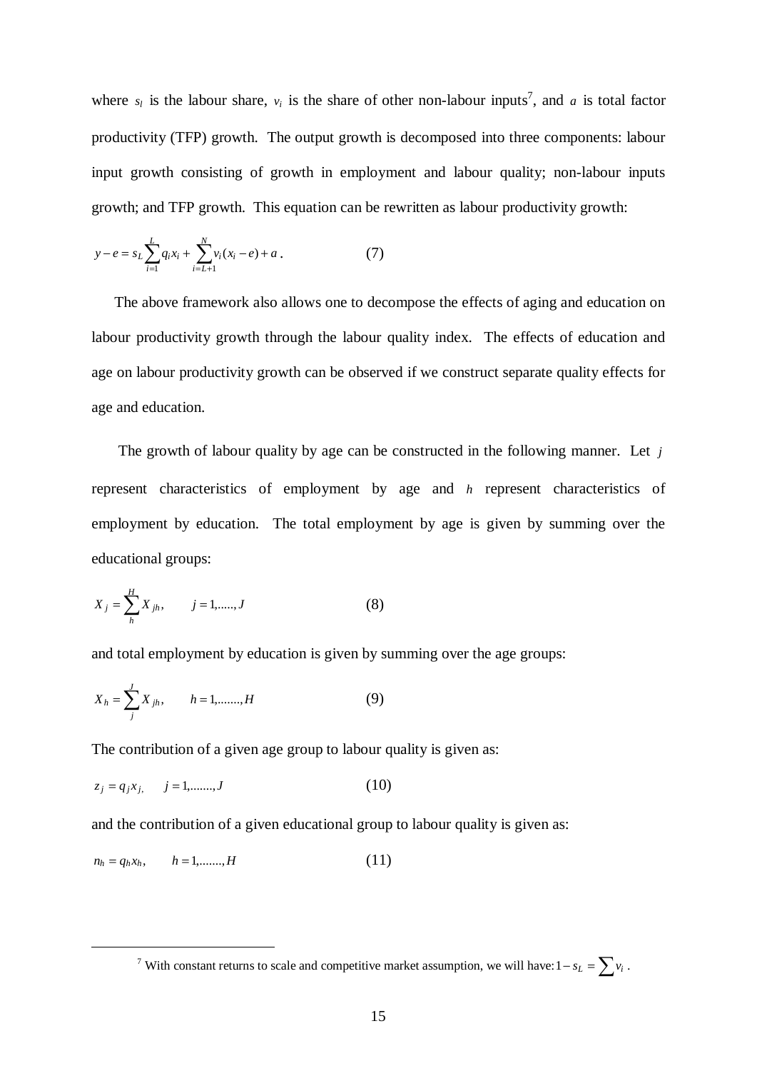where $s_l$ is the labour share, $v_i$ is the share of other non-labour inputs[7], and $a$ is total factor productivity (TFP) growth. The output growth is decomposed into three components: labour input growth consisting of growth in employment and labour quality; non-labour inputs growth; and TFP growth. This equation can be rewritten as labour productivity growth:

$$y - e = s_L \sum_{i=1}^{L} q_i x_i + \sum_{i=L+1}^{N} v_i (x_i - e) + a \,. \qquad (7)$$

The above framework also allows one to decompose the effects of aging and education on labour productivity growth through the labour quality index. The effects of education and age on labour productivity growth can be observed if we construct separate quality effects for age and education.

The growth of labour quality by age can be constructed in the following manner. Let $j$ represent characteristics of employment by age and $h$ represent characteristics of employment by education. The total employment by age is given by summing over the educational groups:

$$X_j = \sum_{h}^{H} X_{jh}, \qquad j = 1,.....,J \qquad (8)$$

and total employment by education is given by summing over the age groups:

$$X_h = \sum_{j}^{J} X_{jh}, \qquad h = 1,.......,H \qquad (9)$$

The contribution of a given age group to labour quality is given as:

$$z_j = q_j x_j, \qquad j = 1,.......,J \qquad (10)$$

and the contribution of a given educational group to labour quality is given as:

$$n_h = q_h x_h, \qquad h = 1,.......,H \qquad (11)$$

---

[7] With constant returns to scale and competitive market assumption, we will have: $1 - s_L = \sum v_i$ .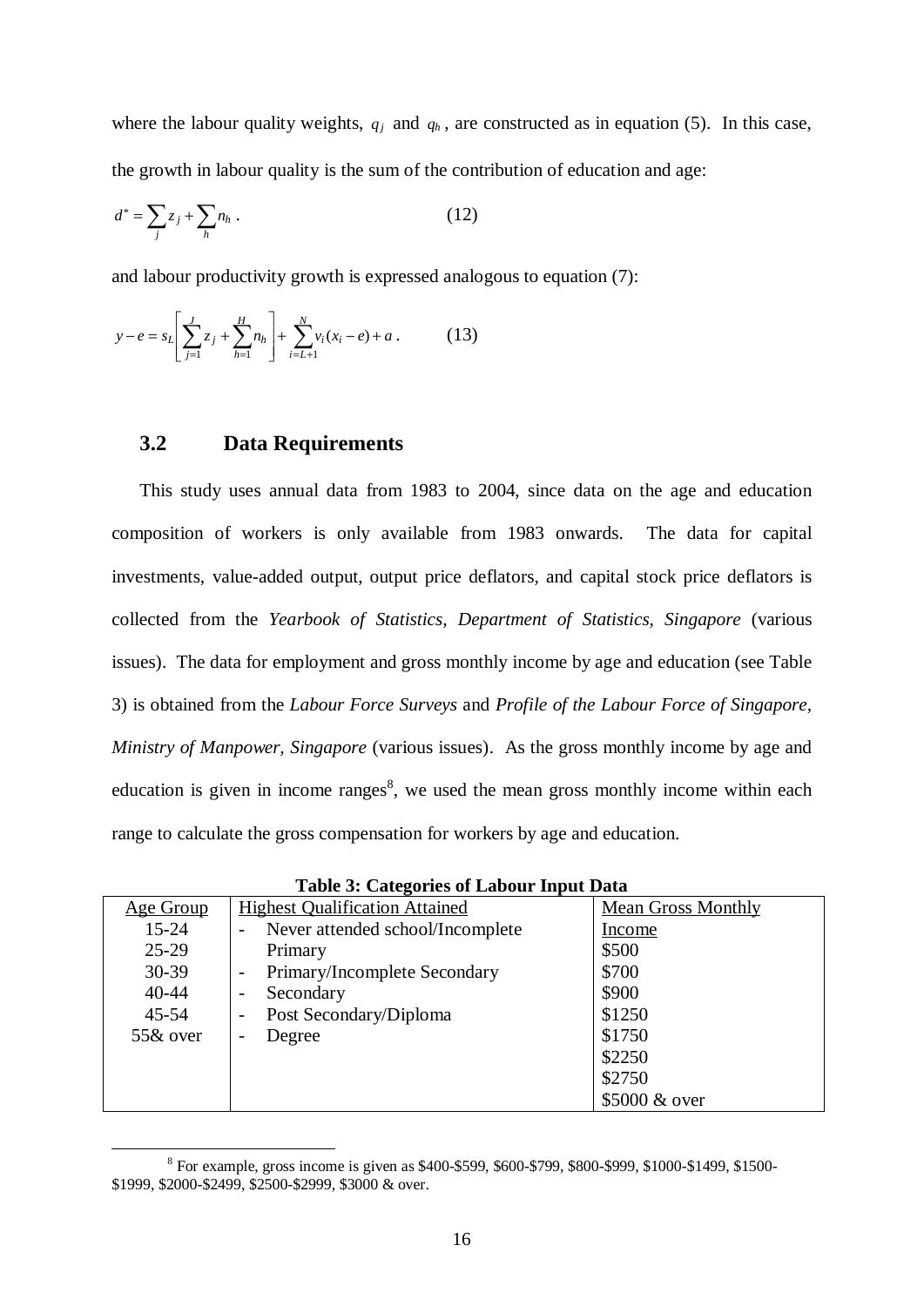where the labour quality weights, $q_j$ and $q_h$, are constructed as in equation (5). In this case, the growth in labour quality is the sum of the contribution of education and age:

$$d^* = \sum_j z_j + \sum_h n_h \,. \qquad (12)$$

and labour productivity growth is expressed analogous to equation (7):

$$y - e = s_L \left[ \sum_{j=1}^{J} z_j + \sum_{h=1}^{H} n_h \right] + \sum_{i=L+1}^{N} v_i (x_i - e) + a \,. \qquad (13)$$

### 3.2 Data Requirements

This study uses annual data from 1983 to 2004, since data on the age and education composition of workers is only available from 1983 onwards. The data for capital investments, value-added output, output price deflators, and capital stock price deflators is collected from the *Yearbook of Statistics, Department of Statistics, Singapore* (various issues). The data for employment and gross monthly income by age and education (see Table 3) is obtained from the *Labour Force Surveys* and *Profile of the Labour Force of Singapore, Ministry of Manpower, Singapore* (various issues). As the gross monthly income by age and education is given in income ranges[8], we used the mean gross monthly income within each range to calculate the gross compensation for workers by age and education.

**Table 3: Categories of Labour Input Data**

| Age Group | Highest Qualification Attained | Mean Gross Monthly Income |
|---|---|---|
| 15-24 | - Never attended school/Incomplete Primary | $500 |
| 25-29 | - Primary/Incomplete Secondary | $700 |
| 30-39 | - Secondary | $900 |
| 40-44 | - Post Secondary/Diploma | $1250 |
| 45-54 | - Degree | $1750 |
| 55& over | | $2250 |
| | | $2750 |
| | | $5000 & over |

[8] For example, gross income is given as $400-$599, $600-$799, $800-$999, $1000-$1499, $1500-$1999, $2000-$2499, $2500-$2999, $3000 & over.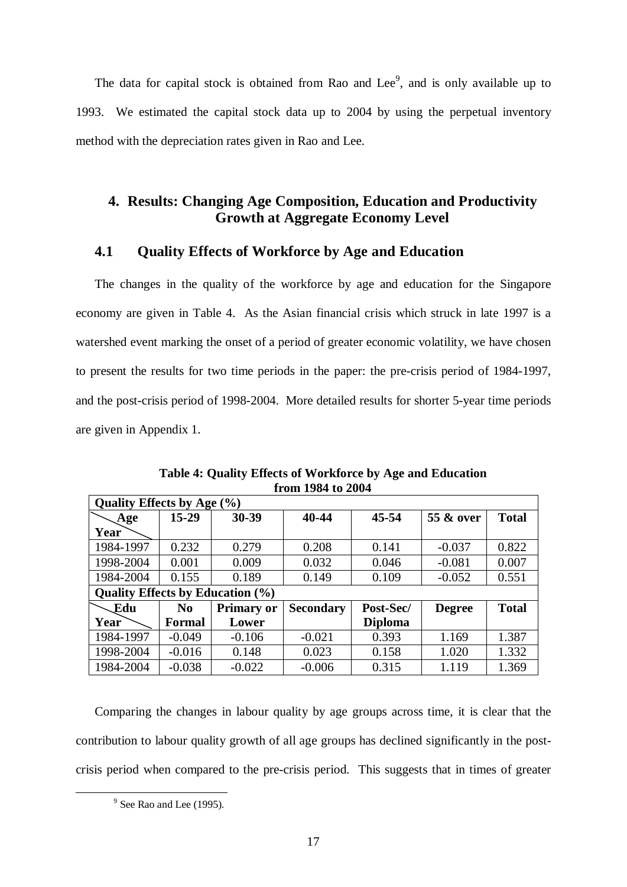The data for capital stock is obtained from Rao and Lee[9], and is only available up to 1993. We estimated the capital stock data up to 2004 by using the perpetual inventory method with the depreciation rates given in Rao and Lee.

# 4. Results: Changing Age Composition, Education and Productivity Growth at Aggregate Economy Level

## 4.1 Quality Effects of Workforce by Age and Education

The changes in the quality of the workforce by age and education for the Singapore economy are given in Table 4. As the Asian financial crisis which struck in late 1997 is a watershed event marking the onset of a period of greater economic volatility, we have chosen to present the results for two time periods in the paper: the pre-crisis period of 1984-1997, and the post-crisis period of 1998-2004. More detailed results for shorter 5-year time periods are given in Appendix 1.

**Table 4: Quality Effects of Workforce by Age and Education from 1984 to 2004**

| **Quality Effects by Age (%)** | | | | | | |
|---|---|---|---|---|---|---|
| **Age / Year** | **15-29** | **30-39** | **40-44** | **45-54** | **55 & over** | **Total** |
| 1984-1997 | 0.232 | 0.279 | 0.208 | 0.141 | -0.037 | 0.822 |
| 1998-2004 | 0.001 | 0.009 | 0.032 | 0.046 | -0.081 | 0.007 |
| 1984-2004 | 0.155 | 0.189 | 0.149 | 0.109 | -0.052 | 0.551 |
| **Quality Effects by Education (%)** | | | | | | |
| **Edu / Year** | **No Formal** | **Primary or Lower** | **Secondary** | **Post-Sec/ Diploma** | **Degree** | **Total** |
| 1984-1997 | -0.049 | -0.106 | -0.021 | 0.393 | 1.169 | 1.387 |
| 1998-2004 | -0.016 | 0.148 | 0.023 | 0.158 | 1.020 | 1.332 |
| 1984-2004 | -0.038 | -0.022 | -0.006 | 0.315 | 1.119 | 1.369 |

Comparing the changes in labour quality by age groups across time, it is clear that the contribution to labour quality growth of all age groups has declined significantly in the post-crisis period when compared to the pre-crisis period. This suggests that in times of greater

[9] See Rao and Lee (1995).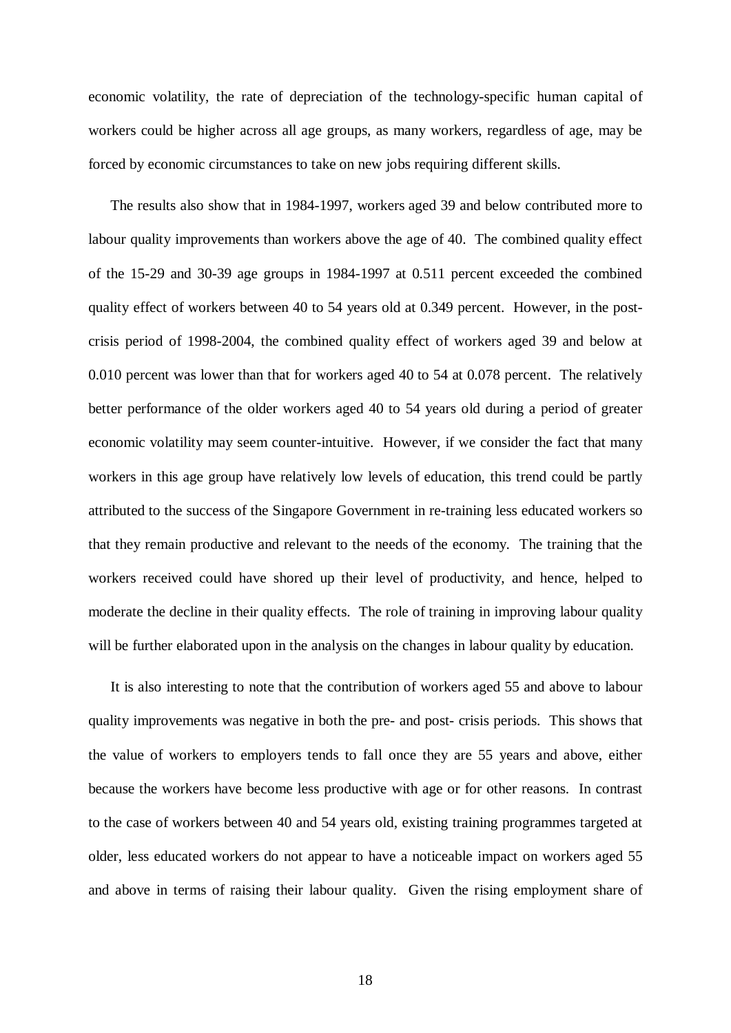economic volatility, the rate of depreciation of the technology-specific human capital of workers could be higher across all age groups, as many workers, regardless of age, may be forced by economic circumstances to take on new jobs requiring different skills.

The results also show that in 1984-1997, workers aged 39 and below contributed more to labour quality improvements than workers above the age of 40. The combined quality effect of the 15-29 and 30-39 age groups in 1984-1997 at 0.511 percent exceeded the combined quality effect of workers between 40 to 54 years old at 0.349 percent. However, in the post-crisis period of 1998-2004, the combined quality effect of workers aged 39 and below at 0.010 percent was lower than that for workers aged 40 to 54 at 0.078 percent. The relatively better performance of the older workers aged 40 to 54 years old during a period of greater economic volatility may seem counter-intuitive. However, if we consider the fact that many workers in this age group have relatively low levels of education, this trend could be partly attributed to the success of the Singapore Government in re-training less educated workers so that they remain productive and relevant to the needs of the economy. The training that the workers received could have shored up their level of productivity, and hence, helped to moderate the decline in their quality effects. The role of training in improving labour quality will be further elaborated upon in the analysis on the changes in labour quality by education.

It is also interesting to note that the contribution of workers aged 55 and above to labour quality improvements was negative in both the pre- and post- crisis periods. This shows that the value of workers to employers tends to fall once they are 55 years and above, either because the workers have become less productive with age or for other reasons. In contrast to the case of workers between 40 and 54 years old, existing training programmes targeted at older, less educated workers do not appear to have a noticeable impact on workers aged 55 and above in terms of raising their labour quality. Given the rising employment share of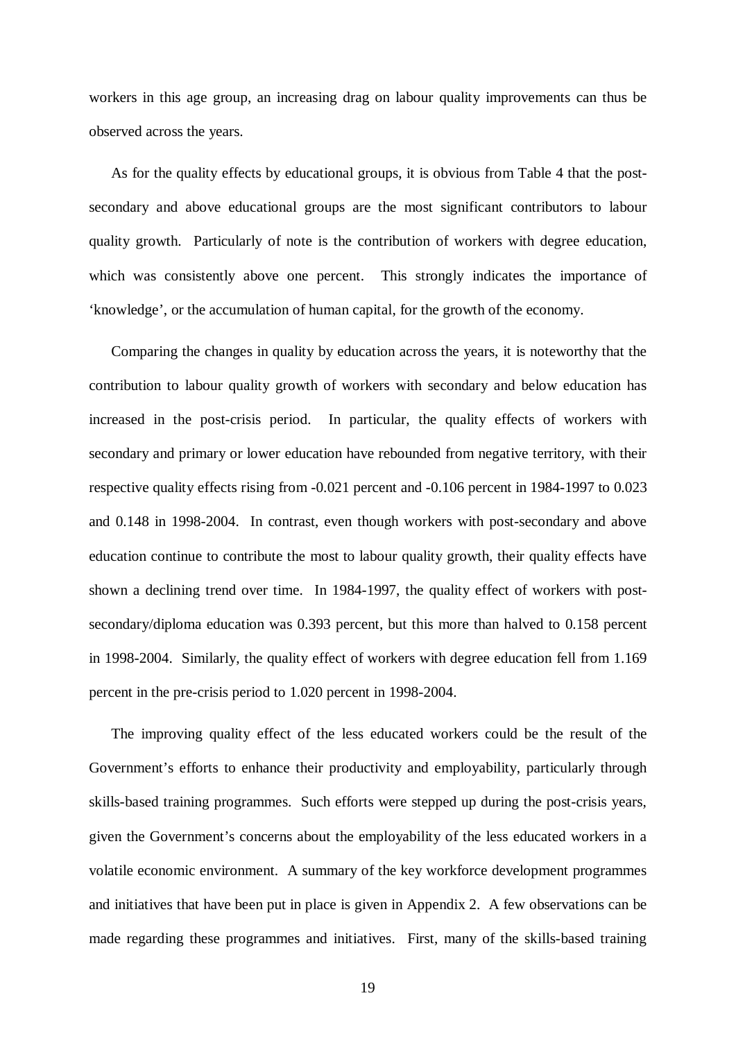workers in this age group, an increasing drag on labour quality improvements can thus be observed across the years.

As for the quality effects by educational groups, it is obvious from Table 4 that the post-secondary and above educational groups are the most significant contributors to labour quality growth. Particularly of note is the contribution of workers with degree education, which was consistently above one percent. This strongly indicates the importance of 'knowledge', or the accumulation of human capital, for the growth of the economy.

Comparing the changes in quality by education across the years, it is noteworthy that the contribution to labour quality growth of workers with secondary and below education has increased in the post-crisis period. In particular, the quality effects of workers with secondary and primary or lower education have rebounded from negative territory, with their respective quality effects rising from -0.021 percent and -0.106 percent in 1984-1997 to 0.023 and 0.148 in 1998-2004. In contrast, even though workers with post-secondary and above education continue to contribute the most to labour quality growth, their quality effects have shown a declining trend over time. In 1984-1997, the quality effect of workers with post-secondary/diploma education was 0.393 percent, but this more than halved to 0.158 percent in 1998-2004. Similarly, the quality effect of workers with degree education fell from 1.169 percent in the pre-crisis period to 1.020 percent in 1998-2004.

The improving quality effect of the less educated workers could be the result of the Government's efforts to enhance their productivity and employability, particularly through skills-based training programmes. Such efforts were stepped up during the post-crisis years, given the Government's concerns about the employability of the less educated workers in a volatile economic environment. A summary of the key workforce development programmes and initiatives that have been put in place is given in Appendix 2. A few observations can be made regarding these programmes and initiatives. First, many of the skills-based training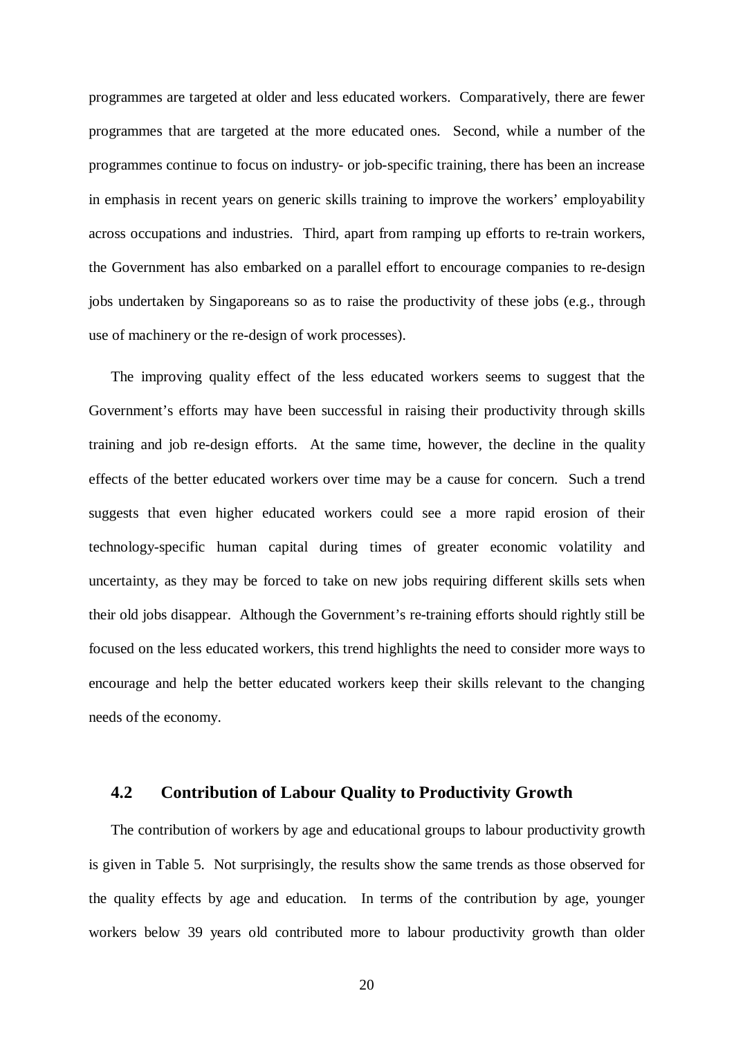programmes are targeted at older and less educated workers. Comparatively, there are fewer programmes that are targeted at the more educated ones. Second, while a number of the programmes continue to focus on industry- or job-specific training, there has been an increase in emphasis in recent years on generic skills training to improve the workers' employability across occupations and industries. Third, apart from ramping up efforts to re-train workers, the Government has also embarked on a parallel effort to encourage companies to re-design jobs undertaken by Singaporeans so as to raise the productivity of these jobs (e.g., through use of machinery or the re-design of work processes).

The improving quality effect of the less educated workers seems to suggest that the Government's efforts may have been successful in raising their productivity through skills training and job re-design efforts. At the same time, however, the decline in the quality effects of the better educated workers over time may be a cause for concern. Such a trend suggests that even higher educated workers could see a more rapid erosion of their technology-specific human capital during times of greater economic volatility and uncertainty, as they may be forced to take on new jobs requiring different skills sets when their old jobs disappear. Although the Government's re-training efforts should rightly still be focused on the less educated workers, this trend highlights the need to consider more ways to encourage and help the better educated workers keep their skills relevant to the changing needs of the economy.

## 4.2 Contribution of Labour Quality to Productivity Growth

The contribution of workers by age and educational groups to labour productivity growth is given in Table 5. Not surprisingly, the results show the same trends as those observed for the quality effects by age and education. In terms of the contribution by age, younger workers below 39 years old contributed more to labour productivity growth than older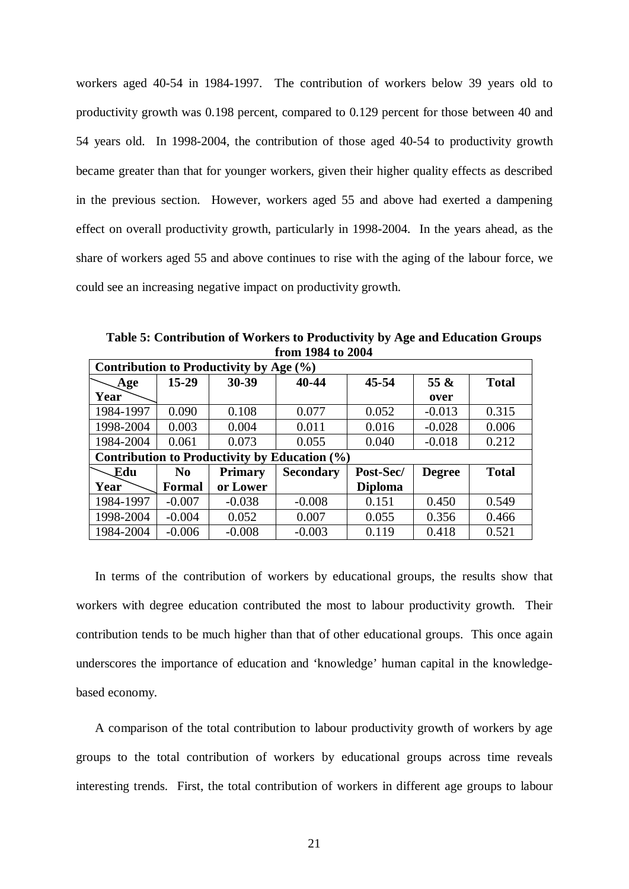workers aged 40-54 in 1984-1997. The contribution of workers below 39 years old to productivity growth was 0.198 percent, compared to 0.129 percent for those between 40 and 54 years old. In 1998-2004, the contribution of those aged 40-54 to productivity growth became greater than that for younger workers, given their higher quality effects as described in the previous section. However, workers aged 55 and above had exerted a dampening effect on overall productivity growth, particularly in 1998-2004. In the years ahead, as the share of workers aged 55 and above continues to rise with the aging of the labour force, we could see an increasing negative impact on productivity growth.

**Table 5: Contribution of Workers to Productivity by Age and Education Groups from 1984 to 2004**

| **Contribution to Productivity by Age (%)** | | | | | | |
|---|---|---|---|---|---|---|
| **Age / Year** | **15-29** | **30-39** | **40-44** | **45-54** | **55 & over** | **Total** |
| 1984-1997 | 0.090 | 0.108 | 0.077 | 0.052 | -0.013 | 0.315 |
| 1998-2004 | 0.003 | 0.004 | 0.011 | 0.016 | -0.028 | 0.006 |
| 1984-2004 | 0.061 | 0.073 | 0.055 | 0.040 | -0.018 | 0.212 |
| **Contribution to Productivity by Education (%)** | | | | | | |
| **Edu / Year** | **No Formal** | **Primary or Lower** | **Secondary** | **Post-Sec/ Diploma** | **Degree** | **Total** |
| 1984-1997 | -0.007 | -0.038 | -0.008 | 0.151 | 0.450 | 0.549 |
| 1998-2004 | -0.004 | 0.052 | 0.007 | 0.055 | 0.356 | 0.466 |
| 1984-2004 | -0.006 | -0.008 | -0.003 | 0.119 | 0.418 | 0.521 |

In terms of the contribution of workers by educational groups, the results show that workers with degree education contributed the most to labour productivity growth. Their contribution tends to be much higher than that of other educational groups. This once again underscores the importance of education and 'knowledge' human capital in the knowledge-based economy.

A comparison of the total contribution to labour productivity growth of workers by age groups to the total contribution of workers by educational groups across time reveals interesting trends. First, the total contribution of workers in different age groups to labour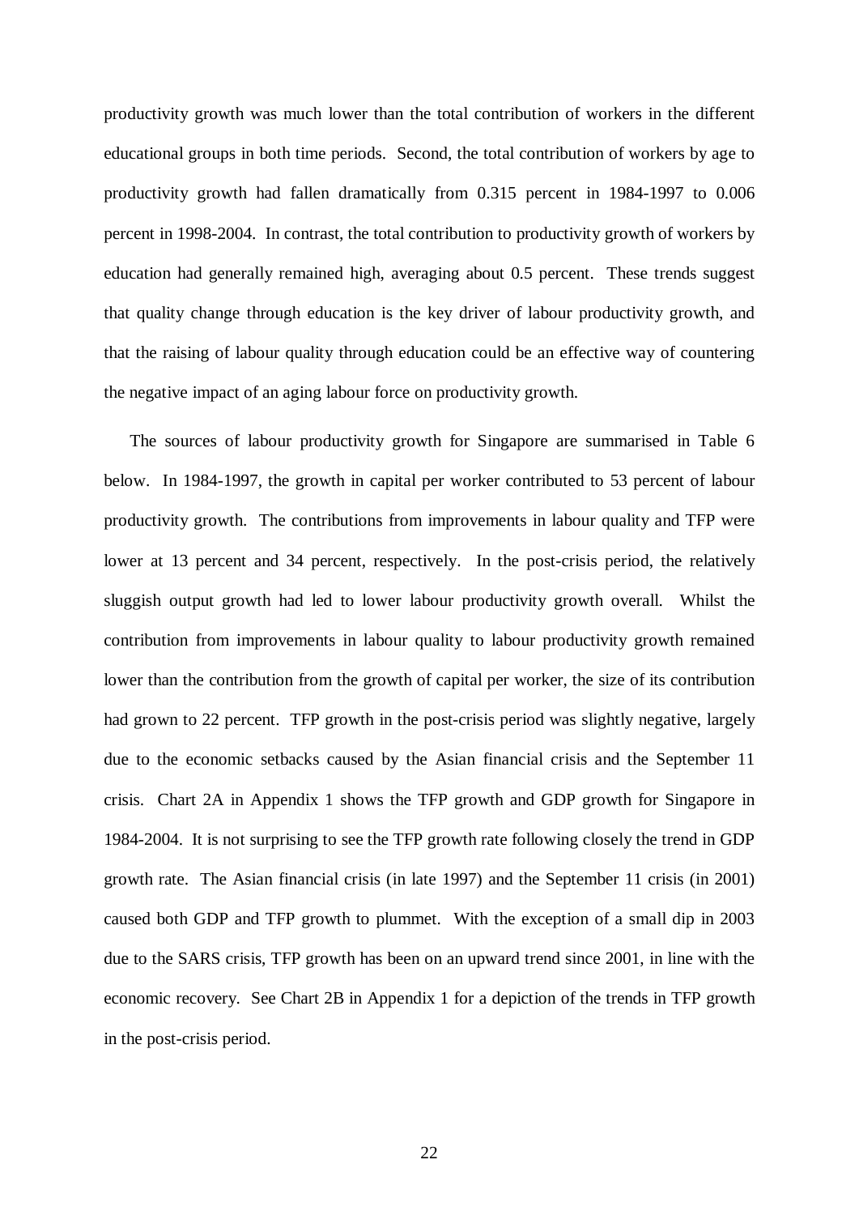productivity growth was much lower than the total contribution of workers in the different educational groups in both time periods. Second, the total contribution of workers by age to productivity growth had fallen dramatically from 0.315 percent in 1984-1997 to 0.006 percent in 1998-2004. In contrast, the total contribution to productivity growth of workers by education had generally remained high, averaging about 0.5 percent. These trends suggest that quality change through education is the key driver of labour productivity growth, and that the raising of labour quality through education could be an effective way of countering the negative impact of an aging labour force on productivity growth.

The sources of labour productivity growth for Singapore are summarised in Table 6 below. In 1984-1997, the growth in capital per worker contributed to 53 percent of labour productivity growth. The contributions from improvements in labour quality and TFP were lower at 13 percent and 34 percent, respectively. In the post-crisis period, the relatively sluggish output growth had led to lower labour productivity growth overall. Whilst the contribution from improvements in labour quality to labour productivity growth remained lower than the contribution from the growth of capital per worker, the size of its contribution had grown to 22 percent. TFP growth in the post-crisis period was slightly negative, largely due to the economic setbacks caused by the Asian financial crisis and the September 11 crisis. Chart 2A in Appendix 1 shows the TFP growth and GDP growth for Singapore in 1984-2004. It is not surprising to see the TFP growth rate following closely the trend in GDP growth rate. The Asian financial crisis (in late 1997) and the September 11 crisis (in 2001) caused both GDP and TFP growth to plummet. With the exception of a small dip in 2003 due to the SARS crisis, TFP growth has been on an upward trend since 2001, in line with the economic recovery. See Chart 2B in Appendix 1 for a depiction of the trends in TFP growth in the post-crisis period.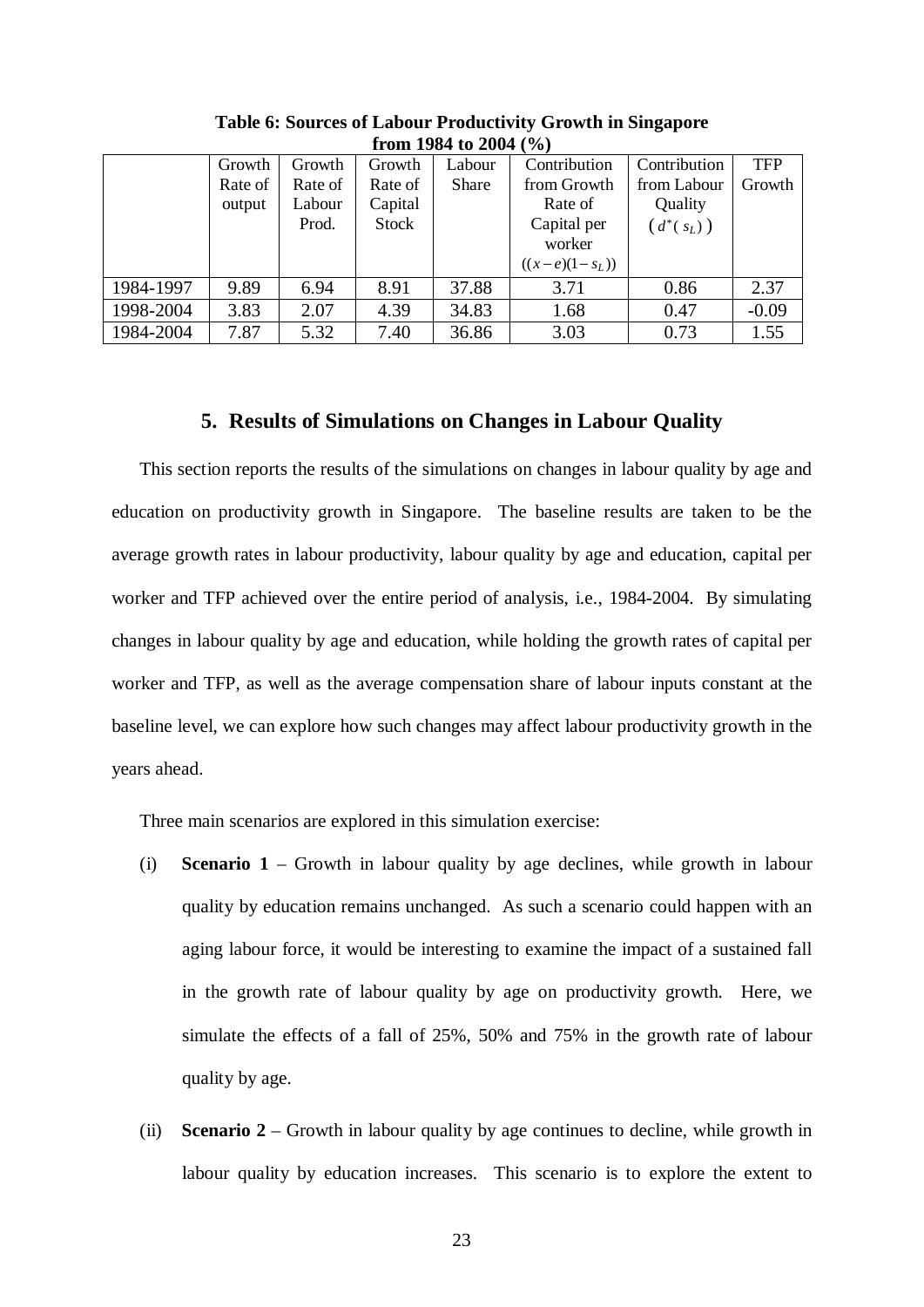**Table 6: Sources of Labour Productivity Growth in Singapore from 1984 to 2004 (%)**

| | Growth Rate of output | Growth Rate of Labour Prod. | Growth Rate of Capital Stock | Labour Share | Contribution from Growth Rate of Capital per worker $((x-e)(1-s_L))$ | Contribution from Labour Quality $(d^*(s_L))$ | TFP Growth |
|---|---|---|---|---|---|---|---|
| 1984-1997 | 9.89 | 6.94 | 8.91 | 37.88 | 3.71 | 0.86 | 2.37 |
| 1998-2004 | 3.83 | 2.07 | 4.39 | 34.83 | 1.68 | 0.47 | -0.09 |
| 1984-2004 | 7.87 | 5.32 | 7.40 | 36.86 | 3.03 | 0.73 | 1.55 |

## 5. Results of Simulations on Changes in Labour Quality

This section reports the results of the simulations on changes in labour quality by age and education on productivity growth in Singapore. The baseline results are taken to be the average growth rates in labour productivity, labour quality by age and education, capital per worker and TFP achieved over the entire period of analysis, i.e., 1984-2004. By simulating changes in labour quality by age and education, while holding the growth rates of capital per worker and TFP, as well as the average compensation share of labour inputs constant at the baseline level, we can explore how such changes may affect labour productivity growth in the years ahead.

Three main scenarios are explored in this simulation exercise:

(i) **Scenario 1** – Growth in labour quality by age declines, while growth in labour quality by education remains unchanged. As such a scenario could happen with an aging labour force, it would be interesting to examine the impact of a sustained fall in the growth rate of labour quality by age on productivity growth. Here, we simulate the effects of a fall of 25%, 50% and 75% in the growth rate of labour quality by age.

(ii) **Scenario 2** – Growth in labour quality by age continues to decline, while growth in labour quality by education increases. This scenario is to explore the extent to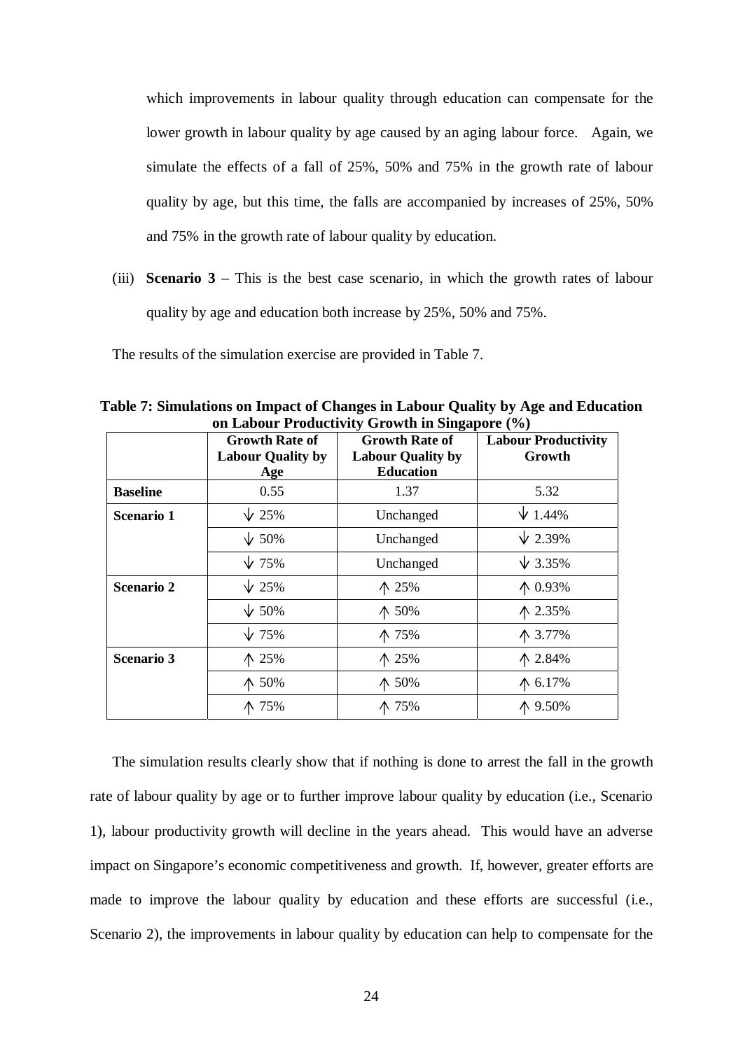which improvements in labour quality through education can compensate for the lower growth in labour quality by age caused by an aging labour force. Again, we simulate the effects of a fall of 25%, 50% and 75% in the growth rate of labour quality by age, but this time, the falls are accompanied by increases of 25%, 50% and 75% in the growth rate of labour quality by education.

(iii) **Scenario 3** – This is the best case scenario, in which the growth rates of labour quality by age and education both increase by 25%, 50% and 75%.

The results of the simulation exercise are provided in Table 7.

**Table 7: Simulations on Impact of Changes in Labour Quality by Age and Education on Labour Productivity Growth in Singapore (%)**

| | Growth Rate of Labour Quality by Age | Growth Rate of Labour Quality by Education | Labour Productivity Growth |
|---|---|---|---|
| **Baseline** | 0.55 | 1.37 | 5.32 |
| **Scenario 1** | ↓ 25% | Unchanged | ↓ 1.44% |
| | ↓ 50% | Unchanged | ↓ 2.39% |
| | ↓ 75% | Unchanged | ↓ 3.35% |
| **Scenario 2** | ↓ 25% | ↑ 25% | ↑ 0.93% |
| | ↓ 50% | ↑ 50% | ↑ 2.35% |
| | ↓ 75% | ↑ 75% | ↑ 3.77% |
| **Scenario 3** | ↑ 25% | ↑ 25% | ↑ 2.84% |
| | ↑ 50% | ↑ 50% | ↑ 6.17% |
| | ↑ 75% | ↑ 75% | ↑ 9.50% |

The simulation results clearly show that if nothing is done to arrest the fall in the growth rate of labour quality by age or to further improve labour quality by education (i.e., Scenario 1), labour productivity growth will decline in the years ahead. This would have an adverse impact on Singapore's economic competitiveness and growth. If, however, greater efforts are made to improve the labour quality by education and these efforts are successful (i.e., Scenario 2), the improvements in labour quality by education can help to compensate for the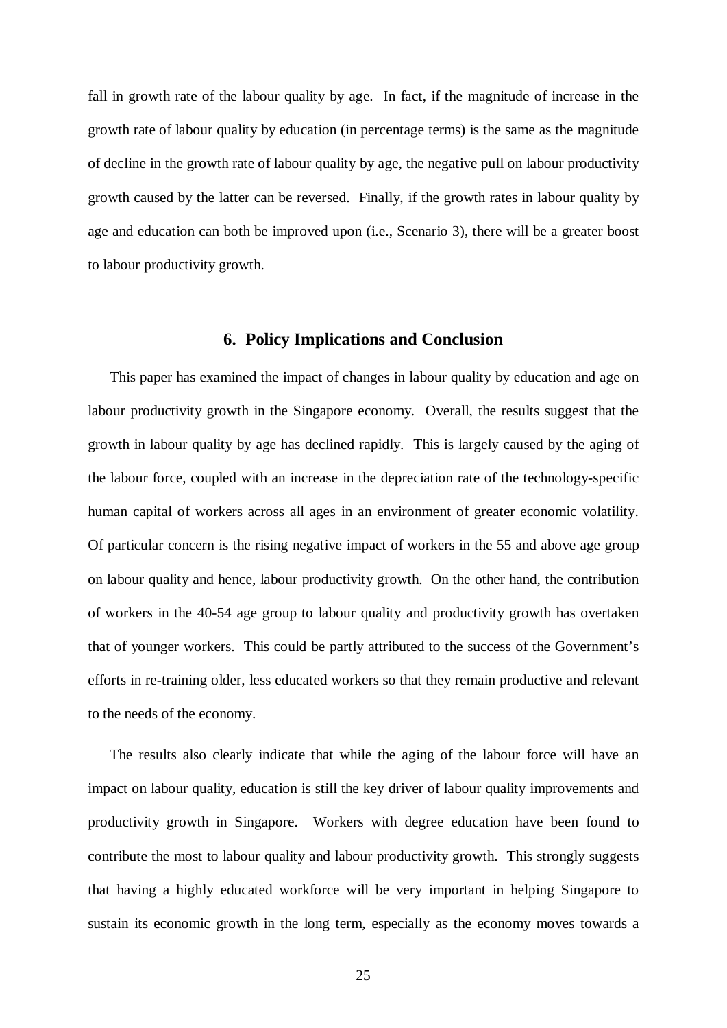fall in growth rate of the labour quality by age. In fact, if the magnitude of increase in the growth rate of labour quality by education (in percentage terms) is the same as the magnitude of decline in the growth rate of labour quality by age, the negative pull on labour productivity growth caused by the latter can be reversed. Finally, if the growth rates in labour quality by age and education can both be improved upon (i.e., Scenario 3), there will be a greater boost to labour productivity growth.

## 6. Policy Implications and Conclusion

This paper has examined the impact of changes in labour quality by education and age on labour productivity growth in the Singapore economy. Overall, the results suggest that the growth in labour quality by age has declined rapidly. This is largely caused by the aging of the labour force, coupled with an increase in the depreciation rate of the technology-specific human capital of workers across all ages in an environment of greater economic volatility. Of particular concern is the rising negative impact of workers in the 55 and above age group on labour quality and hence, labour productivity growth. On the other hand, the contribution of workers in the 40-54 age group to labour quality and productivity growth has overtaken that of younger workers. This could be partly attributed to the success of the Government's efforts in re-training older, less educated workers so that they remain productive and relevant to the needs of the economy.

The results also clearly indicate that while the aging of the labour force will have an impact on labour quality, education is still the key driver of labour quality improvements and productivity growth in Singapore. Workers with degree education have been found to contribute the most to labour quality and labour productivity growth. This strongly suggests that having a highly educated workforce will be very important in helping Singapore to sustain its economic growth in the long term, especially as the economy moves towards a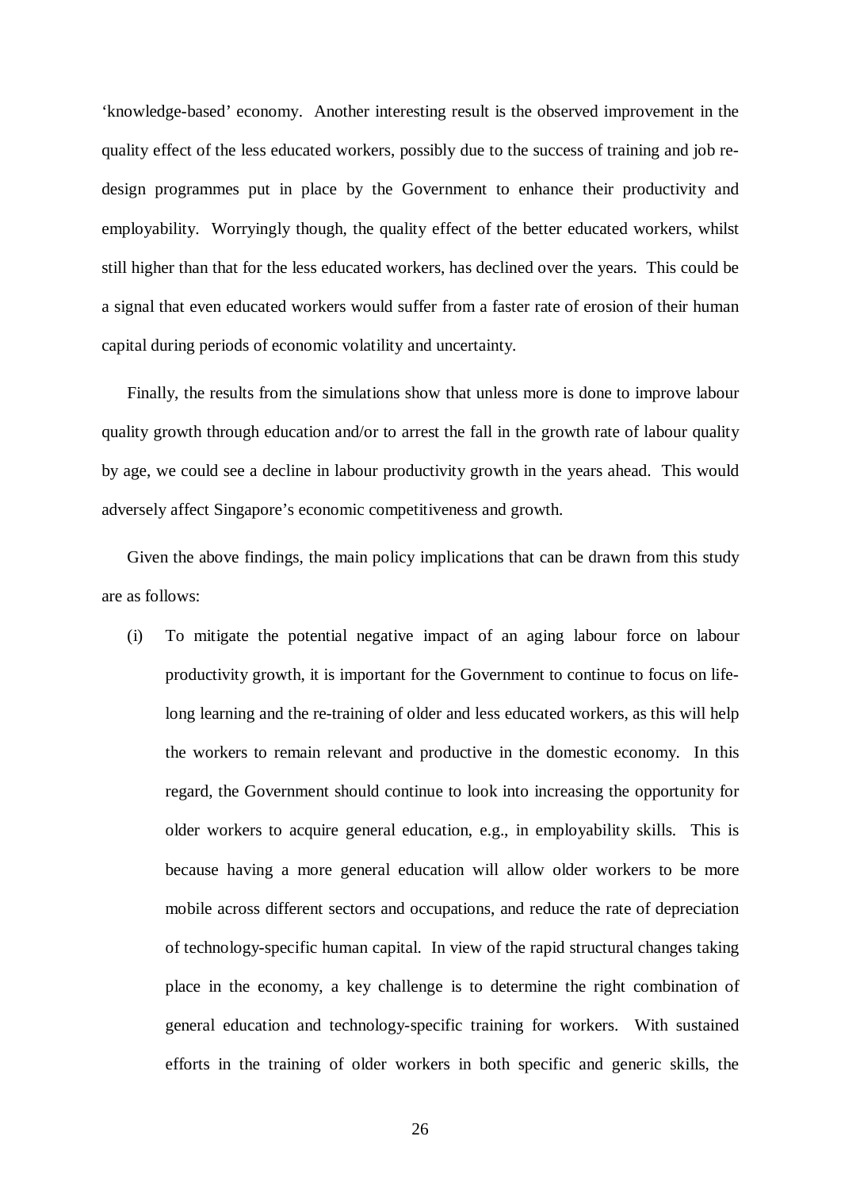'knowledge-based' economy. Another interesting result is the observed improvement in the quality effect of the less educated workers, possibly due to the success of training and job re-design programmes put in place by the Government to enhance their productivity and employability. Worryingly though, the quality effect of the better educated workers, whilst still higher than that for the less educated workers, has declined over the years. This could be a signal that even educated workers would suffer from a faster rate of erosion of their human capital during periods of economic volatility and uncertainty.

Finally, the results from the simulations show that unless more is done to improve labour quality growth through education and/or to arrest the fall in the growth rate of labour quality by age, we could see a decline in labour productivity growth in the years ahead. This would adversely affect Singapore's economic competitiveness and growth.

Given the above findings, the main policy implications that can be drawn from this study are as follows:

(i) To mitigate the potential negative impact of an aging labour force on labour productivity growth, it is important for the Government to continue to focus on life-long learning and the re-training of older and less educated workers, as this will help the workers to remain relevant and productive in the domestic economy. In this regard, the Government should continue to look into increasing the opportunity for older workers to acquire general education, e.g., in employability skills. This is because having a more general education will allow older workers to be more mobile across different sectors and occupations, and reduce the rate of depreciation of technology-specific human capital. In view of the rapid structural changes taking place in the economy, a key challenge is to determine the right combination of general education and technology-specific training for workers. With sustained efforts in the training of older workers in both specific and generic skills, the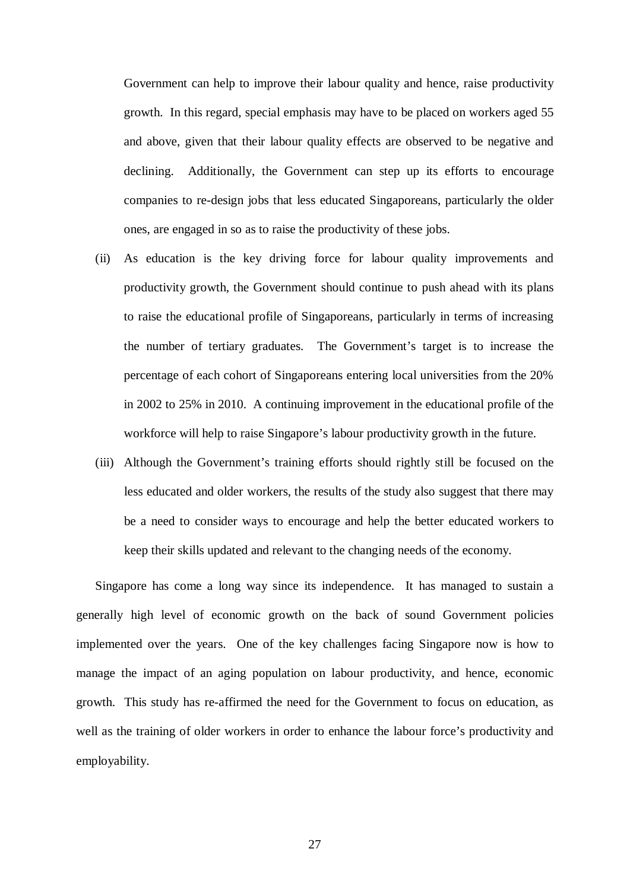Government can help to improve their labour quality and hence, raise productivity growth. In this regard, special emphasis may have to be placed on workers aged 55 and above, given that their labour quality effects are observed to be negative and declining. Additionally, the Government can step up its efforts to encourage companies to re-design jobs that less educated Singaporeans, particularly the older ones, are engaged in so as to raise the productivity of these jobs.

(ii) As education is the key driving force for labour quality improvements and productivity growth, the Government should continue to push ahead with its plans to raise the educational profile of Singaporeans, particularly in terms of increasing the number of tertiary graduates. The Government's target is to increase the percentage of each cohort of Singaporeans entering local universities from the 20% in 2002 to 25% in 2010. A continuing improvement in the educational profile of the workforce will help to raise Singapore's labour productivity growth in the future.

(iii) Although the Government's training efforts should rightly still be focused on the less educated and older workers, the results of the study also suggest that there may be a need to consider ways to encourage and help the better educated workers to keep their skills updated and relevant to the changing needs of the economy.

Singapore has come a long way since its independence. It has managed to sustain a generally high level of economic growth on the back of sound Government policies implemented over the years. One of the key challenges facing Singapore now is how to manage the impact of an aging population on labour productivity, and hence, economic growth. This study has re-affirmed the need for the Government to focus on education, as well as the training of older workers in order to enhance the labour force's productivity and employability.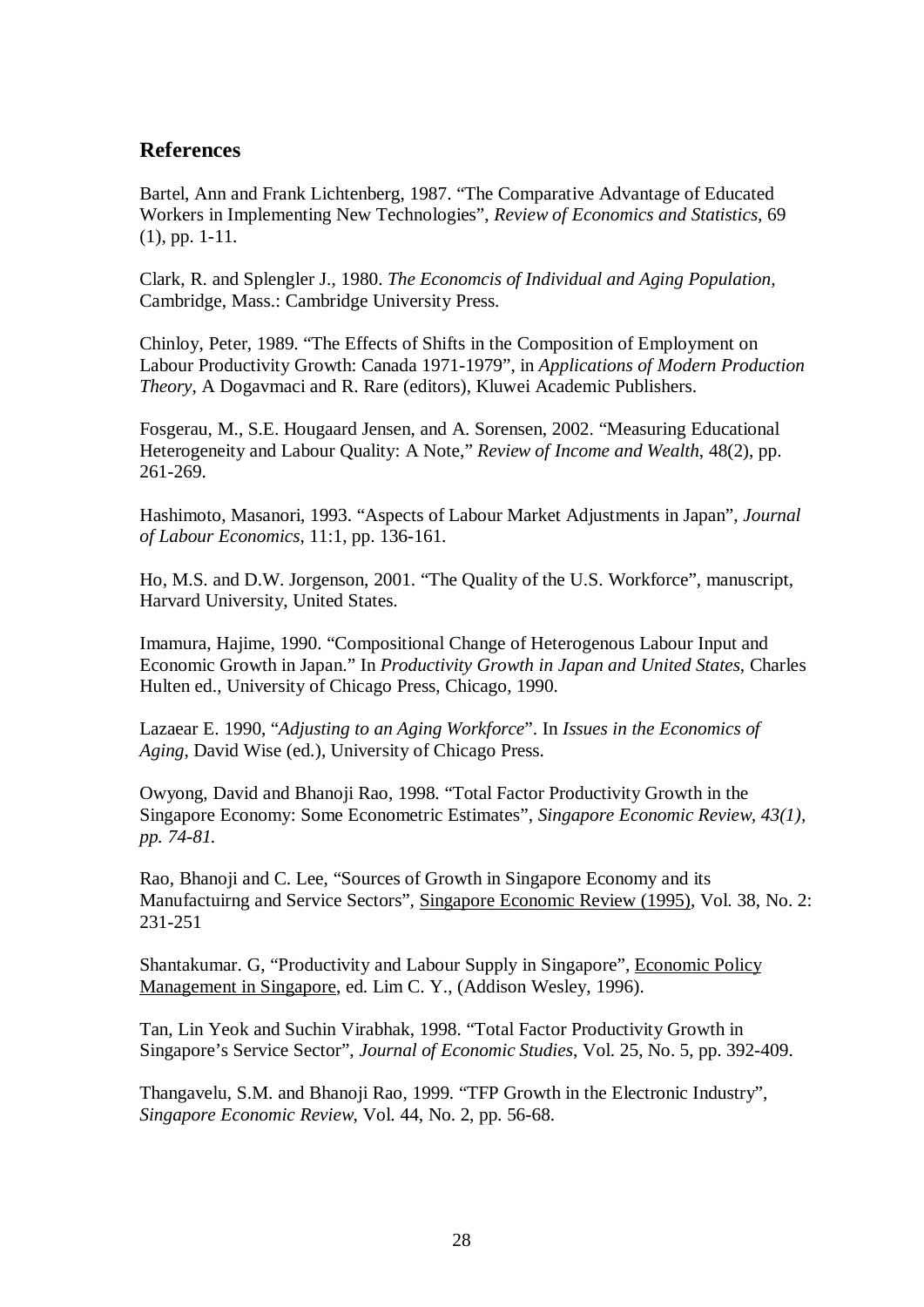## References

Bartel, Ann and Frank Lichtenberg, 1987. "The Comparative Advantage of Educated Workers in Implementing New Technologies", *Review of Economics and Statistics*, 69 (1), pp. 1-11.

Clark, R. and Splengler J., 1980. *The Economcis of Individual and Aging Population,* Cambridge, Mass.: Cambridge University Press.

Chinloy, Peter, 1989. "The Effects of Shifts in the Composition of Employment on Labour Productivity Growth: Canada 1971-1979", in *Applications of Modern Production Theory*, A Dogavmaci and R. Rare (editors), Kluwei Academic Publishers.

Fosgerau, M., S.E. Hougaard Jensen, and A. Sorensen, 2002. "Measuring Educational Heterogeneity and Labour Quality: A Note," *Review of Income and Wealth*, 48(2), pp. 261-269.

Hashimoto, Masanori, 1993. "Aspects of Labour Market Adjustments in Japan", *Journal of Labour Economics*, 11:1, pp. 136-161.

Ho, M.S. and D.W. Jorgenson, 2001. "The Quality of the U.S. Workforce", manuscript, Harvard University, United States.

Imamura, Hajime, 1990. "Compositional Change of Heterogenous Labour Input and Economic Growth in Japan." In *Productivity Growth in Japan and United States*, Charles Hulten ed., University of Chicago Press, Chicago, 1990.

Lazaear E. 1990, "*Adjusting to an Aging Workforce*". In *Issues in the Economics of Aging*, David Wise (ed.), University of Chicago Press.

Owyong, David and Bhanoji Rao, 1998. "Total Factor Productivity Growth in the Singapore Economy: Some Econometric Estimates", *Singapore Economic Review, 43(1), pp. 74-81.*

Rao, Bhanoji and C. Lee, "Sources of Growth in Singapore Economy and its Manufactuirng and Service Sectors", Singapore Economic Review (1995), Vol. 38, No. 2: 231-251

Shantakumar. G, "Productivity and Labour Supply in Singapore", Economic Policy Management in Singapore, ed. Lim C. Y., (Addison Wesley, 1996).

Tan, Lin Yeok and Suchin Virabhak, 1998. "Total Factor Productivity Growth in Singapore's Service Sector", *Journal of Economic Studies*, Vol. 25, No. 5, pp. 392-409.

Thangavelu, S.M. and Bhanoji Rao, 1999. "TFP Growth in the Electronic Industry", *Singapore Economic Review*, Vol. 44, No. 2, pp. 56-68.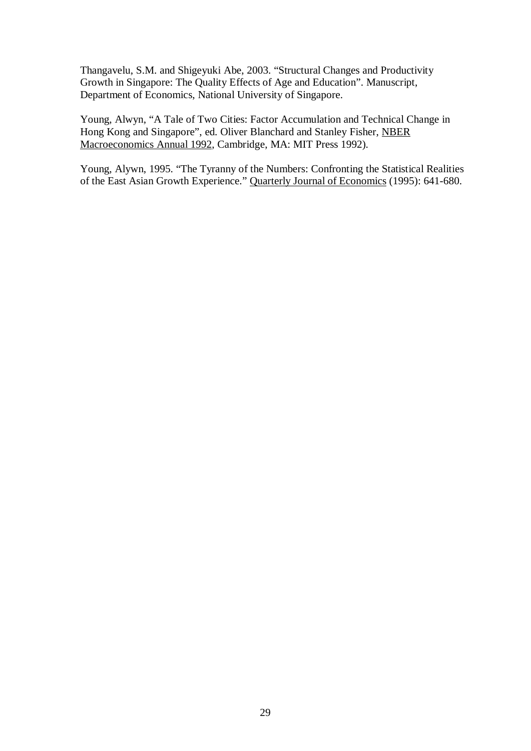Thangavelu, S.M. and Shigeyuki Abe, 2003. "Structural Changes and Productivity Growth in Singapore: The Quality Effects of Age and Education". Manuscript, Department of Economics, National University of Singapore.

Young, Alwyn, "A Tale of Two Cities: Factor Accumulation and Technical Change in Hong Kong and Singapore", ed. Oliver Blanchard and Stanley Fisher, NBER Macroeconomics Annual 1992, Cambridge, MA: MIT Press 1992).

Young, Alywn, 1995. "The Tyranny of the Numbers: Confronting the Statistical Realities of the East Asian Growth Experience." Quarterly Journal of Economics (1995): 641-680.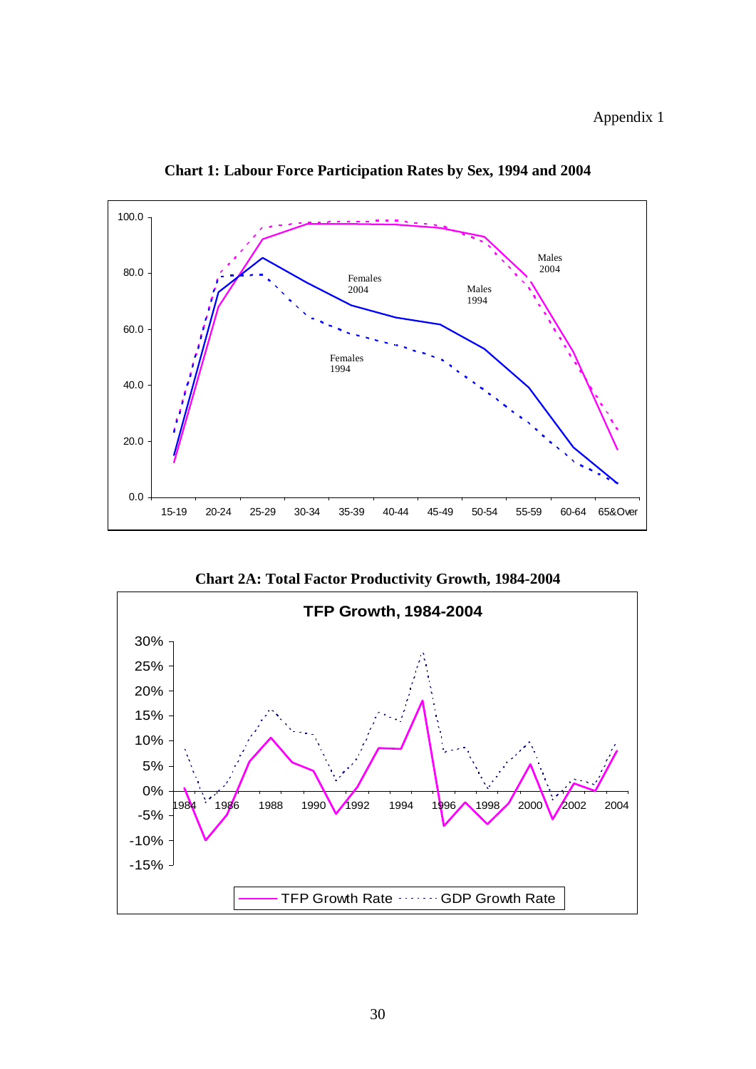Appendix 1

**Chart 1: Labour Force Participation Rates by Sex, 1994 and 2004**

**Chart 2A: Total Factor Productivity Growth, 1984-2004**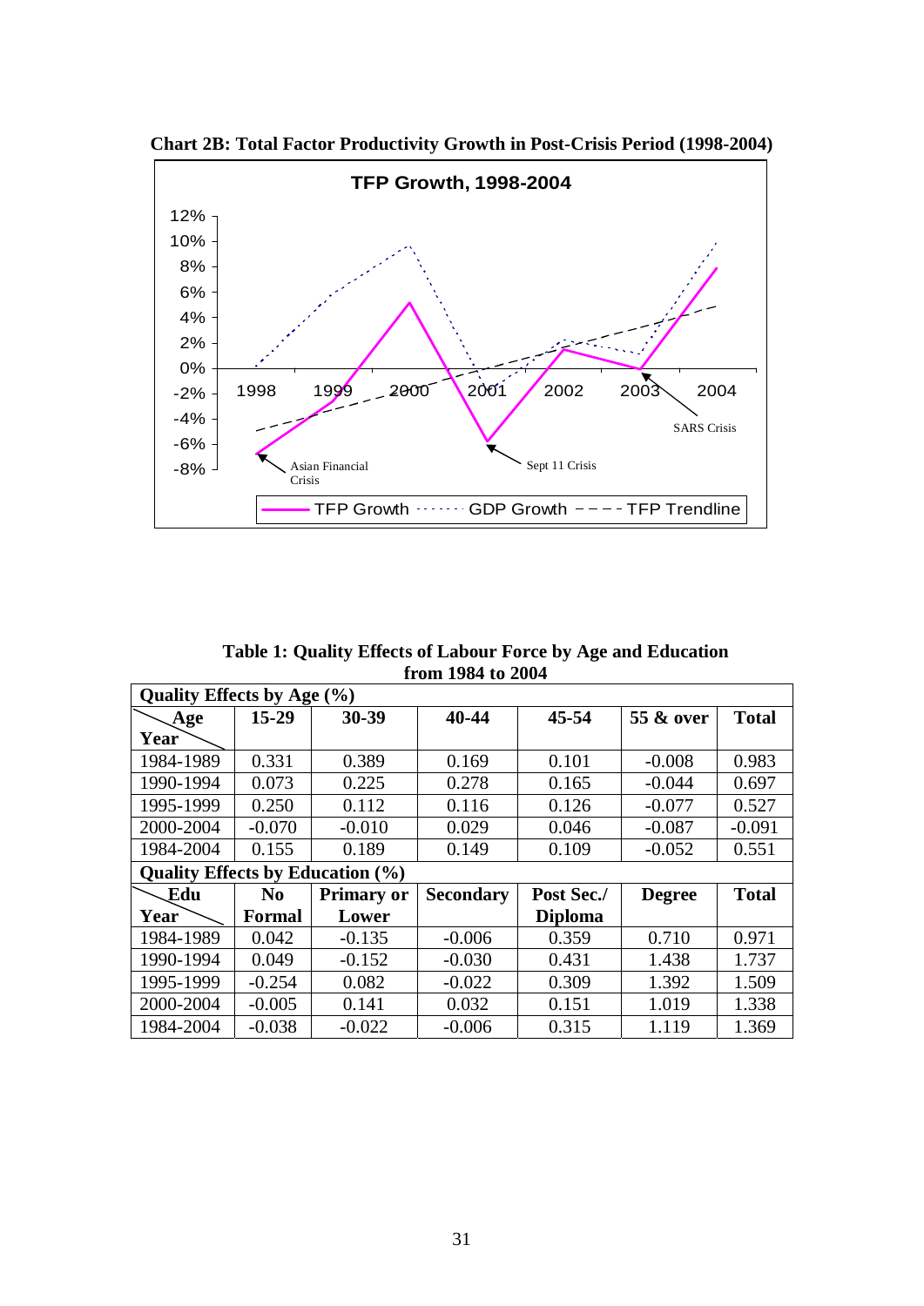**Chart 2B: Total Factor Productivity Growth in Post-Crisis Period (1998-2004)**

**Table 1: Quality Effects of Labour Force by Age and Education from 1984 to 2004**

| **Quality Effects by Age (%)** | | | | | | |
|---|---|---|---|---|---|---|
| **Age / Year** | **15-29** | **30-39** | **40-44** | **45-54** | **55 & over** | **Total** |
| 1984-1989 | 0.331 | 0.389 | 0.169 | 0.101 | -0.008 | 0.983 |
| 1990-1994 | 0.073 | 0.225 | 0.278 | 0.165 | -0.044 | 0.697 |
| 1995-1999 | 0.250 | 0.112 | 0.116 | 0.126 | -0.077 | 0.527 |
| 2000-2004 | -0.070 | -0.010 | 0.029 | 0.046 | -0.087 | -0.091 |
| 1984-2004 | 0.155 | 0.189 | 0.149 | 0.109 | -0.052 | 0.551 |
| **Quality Effects by Education (%)** | | | | | | |
| **Edu / Year** | **No Formal** | **Primary or Lower** | **Secondary** | **Post Sec./ Diploma** | **Degree** | **Total** |
| 1984-1989 | 0.042 | -0.135 | -0.006 | 0.359 | 0.710 | 0.971 |
| 1990-1994 | 0.049 | -0.152 | -0.030 | 0.431 | 1.438 | 1.737 |
| 1995-1999 | -0.254 | 0.082 | -0.022 | 0.309 | 1.392 | 1.509 |
| 2000-2004 | -0.005 | 0.141 | 0.032 | 0.151 | 1.019 | 1.338 |
| 1984-2004 | -0.038 | -0.022 | -0.006 | 0.315 | 1.119 | 1.369 |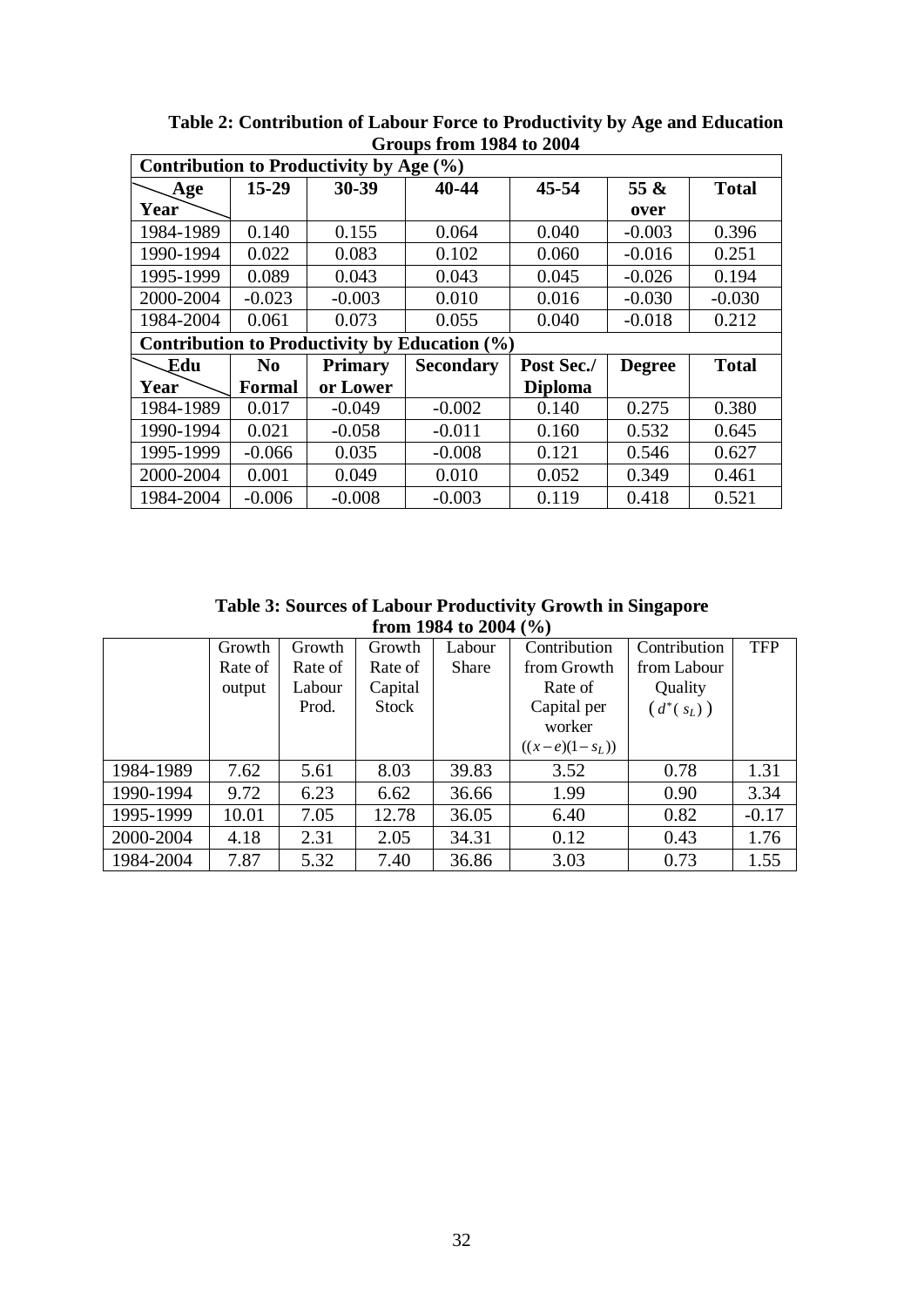**Table 2: Contribution of Labour Force to Productivity by Age and Education Groups from 1984 to 2004**

| **Contribution to Productivity by Age (%)** | | | | | | |
|---|---|---|---|---|---|---|
| **Age / Year** | **15-29** | **30-39** | **40-44** | **45-54** | **55 & over** | **Total** |
| 1984-1989 | 0.140 | 0.155 | 0.064 | 0.040 | -0.003 | 0.396 |
| 1990-1994 | 0.022 | 0.083 | 0.102 | 0.060 | -0.016 | 0.251 |
| 1995-1999 | 0.089 | 0.043 | 0.043 | 0.045 | -0.026 | 0.194 |
| 2000-2004 | -0.023 | -0.003 | 0.010 | 0.016 | -0.030 | -0.030 |
| 1984-2004 | 0.061 | 0.073 | 0.055 | 0.040 | -0.018 | 0.212 |
| **Contribution to Productivity by Education (%)** | | | | | | |
| **Edu / Year** | **No Formal** | **Primary or Lower** | **Secondary** | **Post Sec./ Diploma** | **Degree** | **Total** |
| 1984-1989 | 0.017 | -0.049 | -0.002 | 0.140 | 0.275 | 0.380 |
| 1990-1994 | 0.021 | -0.058 | -0.011 | 0.160 | 0.532 | 0.645 |
| 1995-1999 | -0.066 | 0.035 | -0.008 | 0.121 | 0.546 | 0.627 |
| 2000-2004 | 0.001 | 0.049 | 0.010 | 0.052 | 0.349 | 0.461 |
| 1984-2004 | -0.006 | -0.008 | -0.003 | 0.119 | 0.418 | 0.521 |

**Table 3: Sources of Labour Productivity Growth in Singapore from 1984 to 2004 (%)**

| | Growth Rate of output | Growth Rate of Labour Prod. | Growth Rate of Capital Stock | Labour Share | Contribution from Growth Rate of Capital per worker $((x-e)(1-s_L))$ | Contribution from Labour Quality $(d^*(s_L))$ | TFP |
|---|---|---|---|---|---|---|---|
| 1984-1989 | 7.62 | 5.61 | 8.03 | 39.83 | 3.52 | 0.78 | 1.31 |
| 1990-1994 | 9.72 | 6.23 | 6.62 | 36.66 | 1.99 | 0.90 | 3.34 |
| 1995-1999 | 10.01 | 7.05 | 12.78 | 36.05 | 6.40 | 0.82 | -0.17 |
| 2000-2004 | 4.18 | 2.31 | 2.05 | 34.31 | 0.12 | 0.43 | 1.76 |
| 1984-2004 | 7.87 | 5.32 | 7.40 | 36.86 | 3.03 | 0.73 | 1.55 |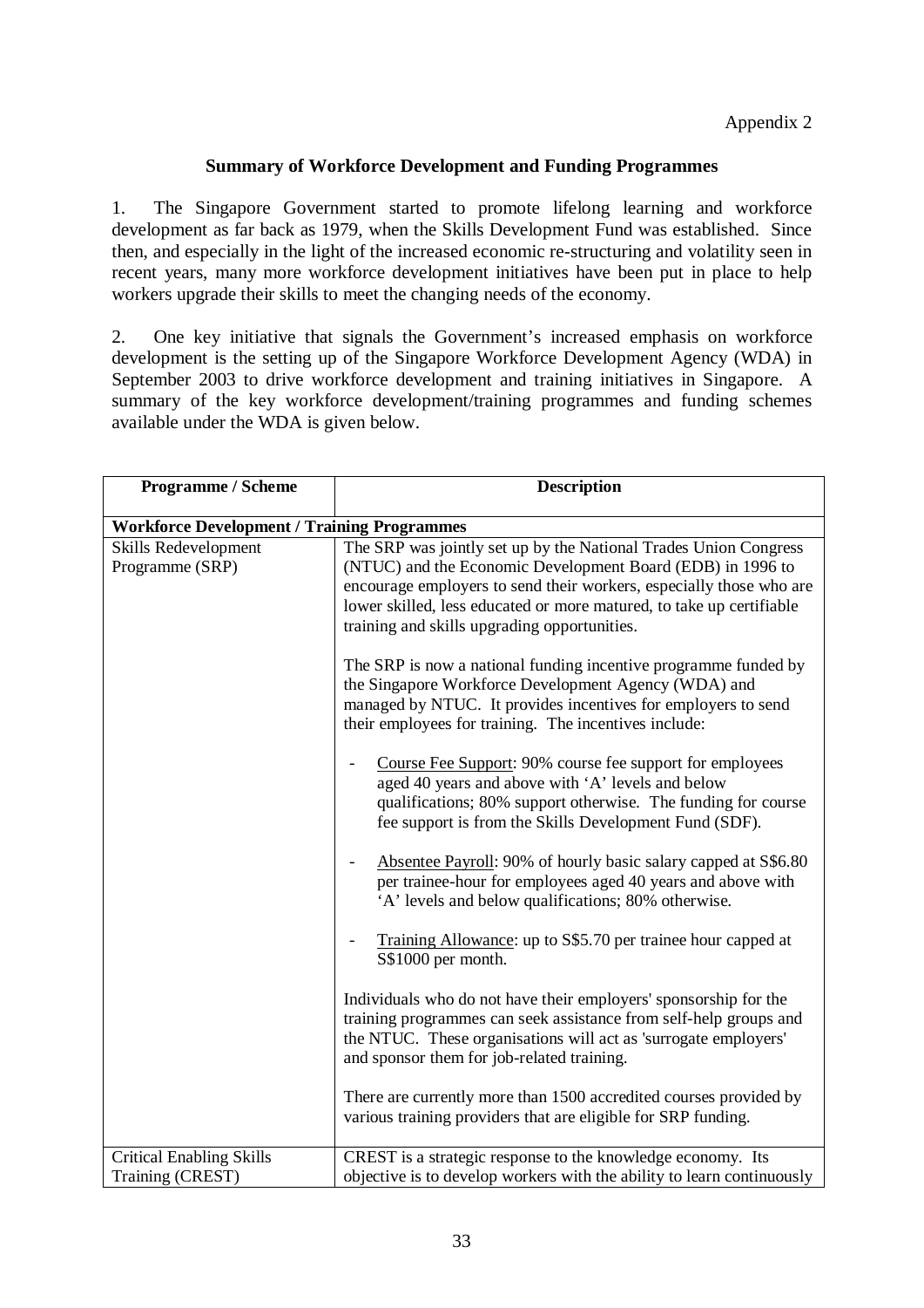Appendix 2

## Summary of Workforce Development and Funding Programmes

1. The Singapore Government started to promote lifelong learning and workforce development as far back as 1979, when the Skills Development Fund was established. Since then, and especially in the light of the increased economic re-structuring and volatility seen in recent years, many more workforce development initiatives have been put in place to help workers upgrade their skills to meet the changing needs of the economy.

2. One key initiative that signals the Government's increased emphasis on workforce development is the setting up of the Singapore Workforce Development Agency (WDA) in September 2003 to drive workforce development and training initiatives in Singapore. A summary of the key workforce development/training programmes and funding schemes available under the WDA is given below.

| Programme / Scheme | Description |
|---|---|
| **Workforce Development / Training Programmes** | |
| Skills Redevelopment Programme (SRP) | The SRP was jointly set up by the National Trades Union Congress (NTUC) and the Economic Development Board (EDB) in 1996 to encourage employers to send their workers, especially those who are lower skilled, less educated or more matured, to take up certifiable training and skills upgrading opportunities.<br><br>The SRP is now a national funding incentive programme funded by the Singapore Workforce Development Agency (WDA) and managed by NTUC. It provides incentives for employers to send their employees for training. The incentives include:<br><br>- Course Fee Support: 90% course fee support for employees aged 40 years and above with 'A' levels and below qualifications; 80% support otherwise. The funding for course fee support is from the Skills Development Fund (SDF).<br>- Absentee Payroll: 90% of hourly basic salary capped at S$6.80 per trainee-hour for employees aged 40 years and above with 'A' levels and below qualifications; 80% otherwise.<br>- Training Allowance: up to S$5.70 per trainee hour capped at S$1000 per month.<br><br>Individuals who do not have their employers' sponsorship for the training programmes can seek assistance from self-help groups and the NTUC. These organisations will act as 'surrogate employers' and sponsor them for job-related training.<br><br>There are currently more than 1500 accredited courses provided by various training providers that are eligible for SRP funding. |
| Critical Enabling Skills Training (CREST) | CREST is a strategic response to the knowledge economy. Its objective is to develop workers with the ability to learn continuously |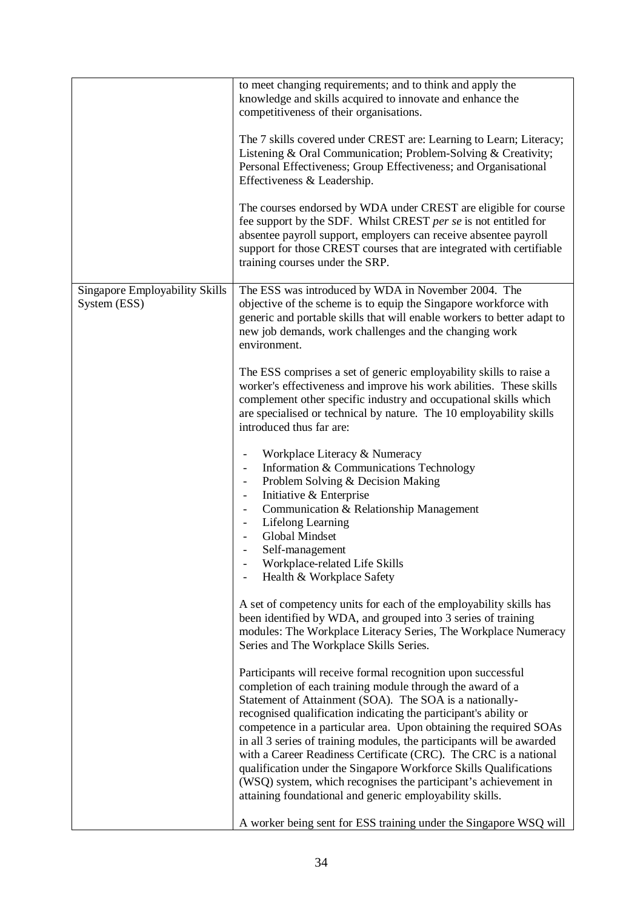| | |
|---|---|
| | to meet changing requirements; and to think and apply the knowledge and skills acquired to innovate and enhance the competitiveness of their organisations.<br><br>The 7 skills covered under CREST are: Learning to Learn; Literacy; Listening & Oral Communication; Problem-Solving & Creativity; Personal Effectiveness; Group Effectiveness; and Organisational Effectiveness & Leadership.<br><br>The courses endorsed by WDA under CREST are eligible for course fee support by the SDF. Whilst CREST *per se* is not entitled for absentee payroll support, employers can receive absentee payroll support for those CREST courses that are integrated with certifiable training courses under the SRP. |
| Singapore Employability Skills System (ESS) | The ESS was introduced by WDA in November 2004. The objective of the scheme is to equip the Singapore workforce with generic and portable skills that will enable workers to better adapt to new job demands, work challenges and the changing work environment.<br><br>The ESS comprises a set of generic employability skills to raise a worker's effectiveness and improve his work abilities. These skills complement other specific industry and occupational skills which are specialised or technical by nature. The 10 employability skills introduced thus far are:<br><br>- Workplace Literacy & Numeracy<br>- Information & Communications Technology<br>- Problem Solving & Decision Making<br>- Initiative & Enterprise<br>- Communication & Relationship Management<br>- Lifelong Learning<br>- Global Mindset<br>- Self-management<br>- Workplace-related Life Skills<br>- Health & Workplace Safety<br><br>A set of competency units for each of the employability skills has been identified by WDA, and grouped into 3 series of training modules: The Workplace Literacy Series, The Workplace Numeracy Series and The Workplace Skills Series.<br><br>Participants will receive formal recognition upon successful completion of each training module through the award of a Statement of Attainment (SOA). The SOA is a nationally-recognised qualification indicating the participant's ability or competence in a particular area. Upon obtaining the required SOAs in all 3 series of training modules, the participants will be awarded with a Career Readiness Certificate (CRC). The CRC is a national qualification under the Singapore Workforce Skills Qualifications (WSQ) system, which recognises the participant's achievement in attaining foundational and generic employability skills.<br><br>A worker being sent for ESS training under the Singapore WSQ will |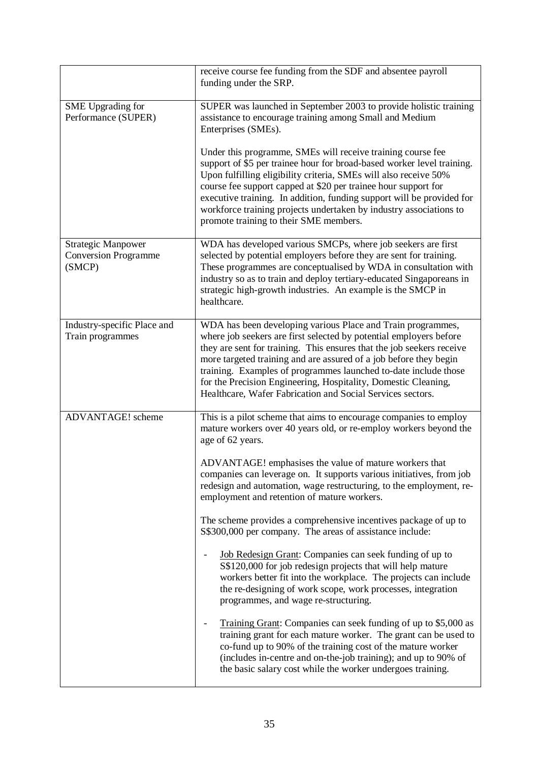| | |
|---|---|
| | receive course fee funding from the SDF and absentee payroll funding under the SRP. |
| SME Upgrading for Performance (SUPER) | SUPER was launched in September 2003 to provide holistic training assistance to encourage training among Small and Medium Enterprises (SMEs).<br><br>Under this programme, SMEs will receive training course fee support of \$5 per trainee hour for broad-based worker level training. Upon fulfilling eligibility criteria, SMEs will also receive 50% course fee support capped at \$20 per trainee hour support for executive training. In addition, funding support will be provided for workforce training projects undertaken by industry associations to promote training to their SME members. |
| Strategic Manpower Conversion Programme (SMCP) | WDA has developed various SMCPs, where job seekers are first selected by potential employers before they are sent for training. These programmes are conceptualised by WDA in consultation with industry so as to train and deploy tertiary-educated Singaporeans in strategic high-growth industries. An example is the SMCP in healthcare. |
| Industry-specific Place and Train programmes | WDA has been developing various Place and Train programmes, where job seekers are first selected by potential employers before they are sent for training. This ensures that the job seekers receive more targeted training and are assured of a job before they begin training. Examples of programmes launched to-date include those for the Precision Engineering, Hospitality, Domestic Cleaning, Healthcare, Wafer Fabrication and Social Services sectors. |
| ADVANTAGE! scheme | This is a pilot scheme that aims to encourage companies to employ mature workers over 40 years old, or re-employ workers beyond the age of 62 years.<br><br>ADVANTAGE! emphasises the value of mature workers that companies can leverage on. It supports various initiatives, from job redesign and automation, wage restructuring, to the employment, re-employment and retention of mature workers.<br><br>The scheme provides a comprehensive incentives package of up to S\$300,000 per company. The areas of assistance include:<br><br>- <u>Job Redesign Grant</u>: Companies can seek funding of up to S\$120,000 for job redesign projects that will help mature workers better fit into the workplace. The projects can include the re-designing of work scope, work processes, integration programmes, and wage re-structuring.<br><br>- <u>Training Grant</u>: Companies can seek funding of up to \$5,000 as training grant for each mature worker. The grant can be used to co-fund up to 90% of the training cost of the mature worker (includes in-centre and on-the-job training); and up to 90% of the basic salary cost while the worker undergoes training. |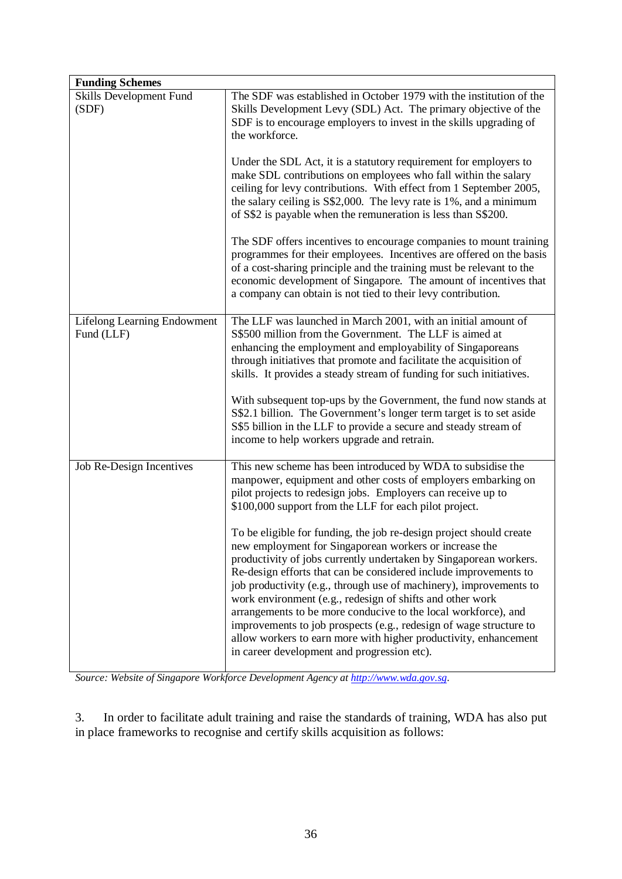| Funding Schemes | |
|---|---|
| Skills Development Fund (SDF) | The SDF was established in October 1979 with the institution of the Skills Development Levy (SDL) Act. The primary objective of the SDF is to encourage employers to invest in the skills upgrading of the workforce.<br><br>Under the SDL Act, it is a statutory requirement for employers to make SDL contributions on employees who fall within the salary ceiling for levy contributions. With effect from 1 September 2005, the salary ceiling is S$2,000. The levy rate is 1%, and a minimum of S$2 is payable when the remuneration is less than S$200.<br><br>The SDF offers incentives to encourage companies to mount training programmes for their employees. Incentives are offered on the basis of a cost-sharing principle and the training must be relevant to the economic development of Singapore. The amount of incentives that a company can obtain is not tied to their levy contribution. |
| Lifelong Learning Endowment Fund (LLF) | The LLF was launched in March 2001, with an initial amount of S$500 million from the Government. The LLF is aimed at enhancing the employment and employability of Singaporeans through initiatives that promote and facilitate the acquisition of skills. It provides a steady stream of funding for such initiatives.<br><br>With subsequent top-ups by the Government, the fund now stands at S$2.1 billion. The Government's longer term target is to set aside S$5 billion in the LLF to provide a secure and steady stream of income to help workers upgrade and retrain. |
| Job Re-Design Incentives | This new scheme has been introduced by WDA to subsidise the manpower, equipment and other costs of employers embarking on pilot projects to redesign jobs. Employers can receive up to $100,000 support from the LLF for each pilot project.<br><br>To be eligible for funding, the job re-design project should create new employment for Singaporean workers or increase the productivity of jobs currently undertaken by Singaporean workers. Re-design efforts that can be considered include improvements to job productivity (e.g., through use of machinery), improvements to work environment (e.g., redesign of shifts and other work arrangements to be more conducive to the local workforce), and improvements to job prospects (e.g., redesign of wage structure to allow workers to earn more with higher productivity, enhancement in career development and progression etc). |

*Source: Website of Singapore Workforce Development Agency at http://www.wda.gov.sg.*

3. In order to facilitate adult training and raise the standards of training, WDA has also put in place frameworks to recognise and certify skills acquisition as follows: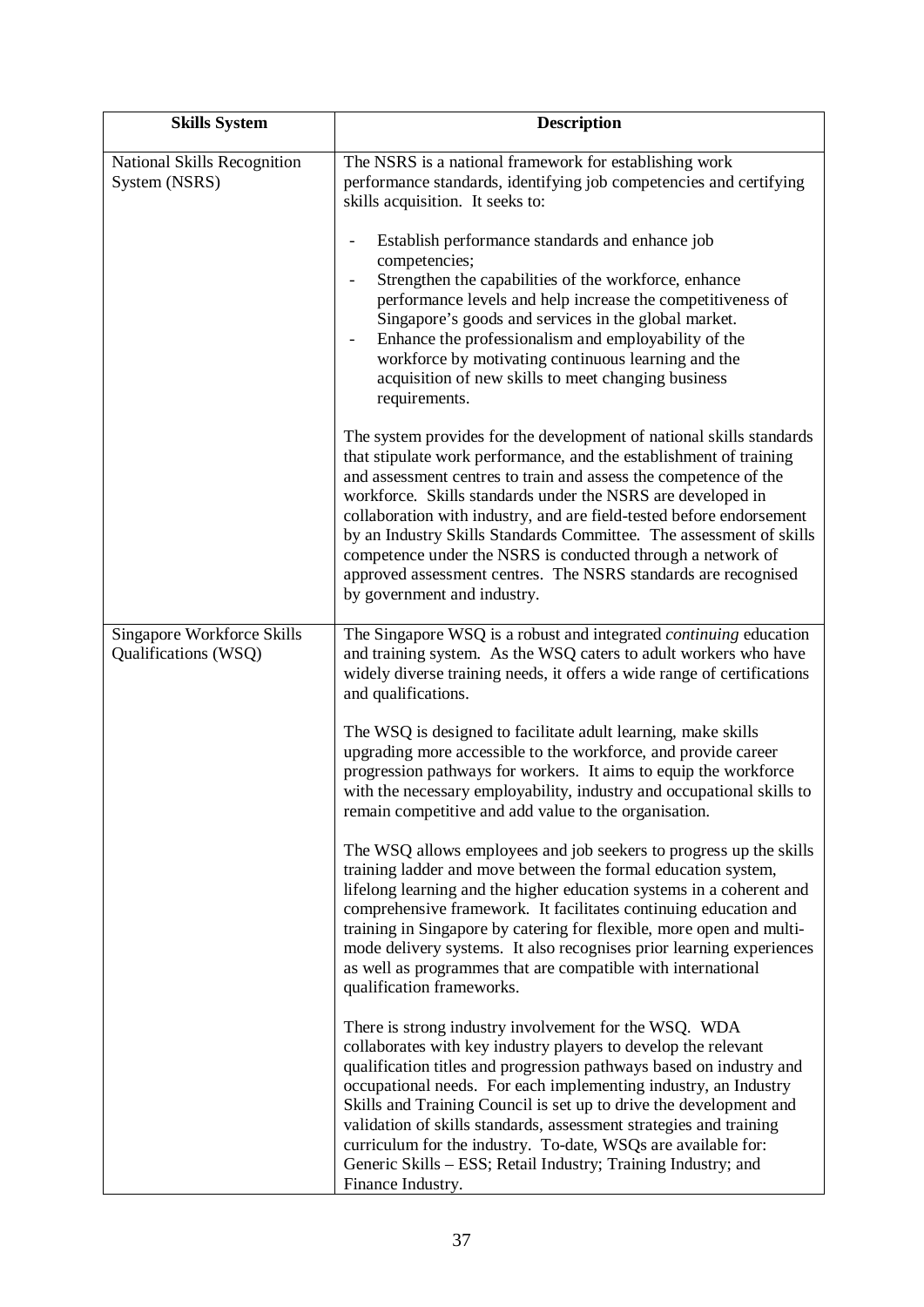| Skills System | Description |
| --- | --- |
| National Skills Recognition System (NSRS) | The NSRS is a national framework for establishing work performance standards, identifying job competencies and certifying skills acquisition. It seeks to:<br><br>- Establish performance standards and enhance job competencies;<br>- Strengthen the capabilities of the workforce, enhance performance levels and help increase the competitiveness of Singapore's goods and services in the global market.<br>- Enhance the professionalism and employability of the workforce by motivating continuous learning and the acquisition of new skills to meet changing business requirements.<br><br>The system provides for the development of national skills standards that stipulate work performance, and the establishment of training and assessment centres to train and assess the competence of the workforce. Skills standards under the NSRS are developed in collaboration with industry, and are field-tested before endorsement by an Industry Skills Standards Committee. The assessment of skills competence under the NSRS is conducted through a network of approved assessment centres. The NSRS standards are recognised by government and industry. |
| Singapore Workforce Skills Qualifications (WSQ) | The Singapore WSQ is a robust and integrated *continuing* education and training system. As the WSQ caters to adult workers who have widely diverse training needs, it offers a wide range of certifications and qualifications.<br><br>The WSQ is designed to facilitate adult learning, make skills upgrading more accessible to the workforce, and provide career progression pathways for workers. It aims to equip the workforce with the necessary employability, industry and occupational skills to remain competitive and add value to the organisation.<br><br>The WSQ allows employees and job seekers to progress up the skills training ladder and move between the formal education system, lifelong learning and the higher education systems in a coherent and comprehensive framework. It facilitates continuing education and training in Singapore by catering for flexible, more open and multi-mode delivery systems. It also recognises prior learning experiences as well as programmes that are compatible with international qualification frameworks.<br><br>There is strong industry involvement for the WSQ. WDA collaborates with key industry players to develop the relevant qualification titles and progression pathways based on industry and occupational needs. For each implementing industry, an Industry Skills and Training Council is set up to drive the development and validation of skills standards, assessment strategies and training curriculum for the industry. To-date, WSQs are available for: Generic Skills – ESS; Retail Industry; Training Industry; and Finance Industry. |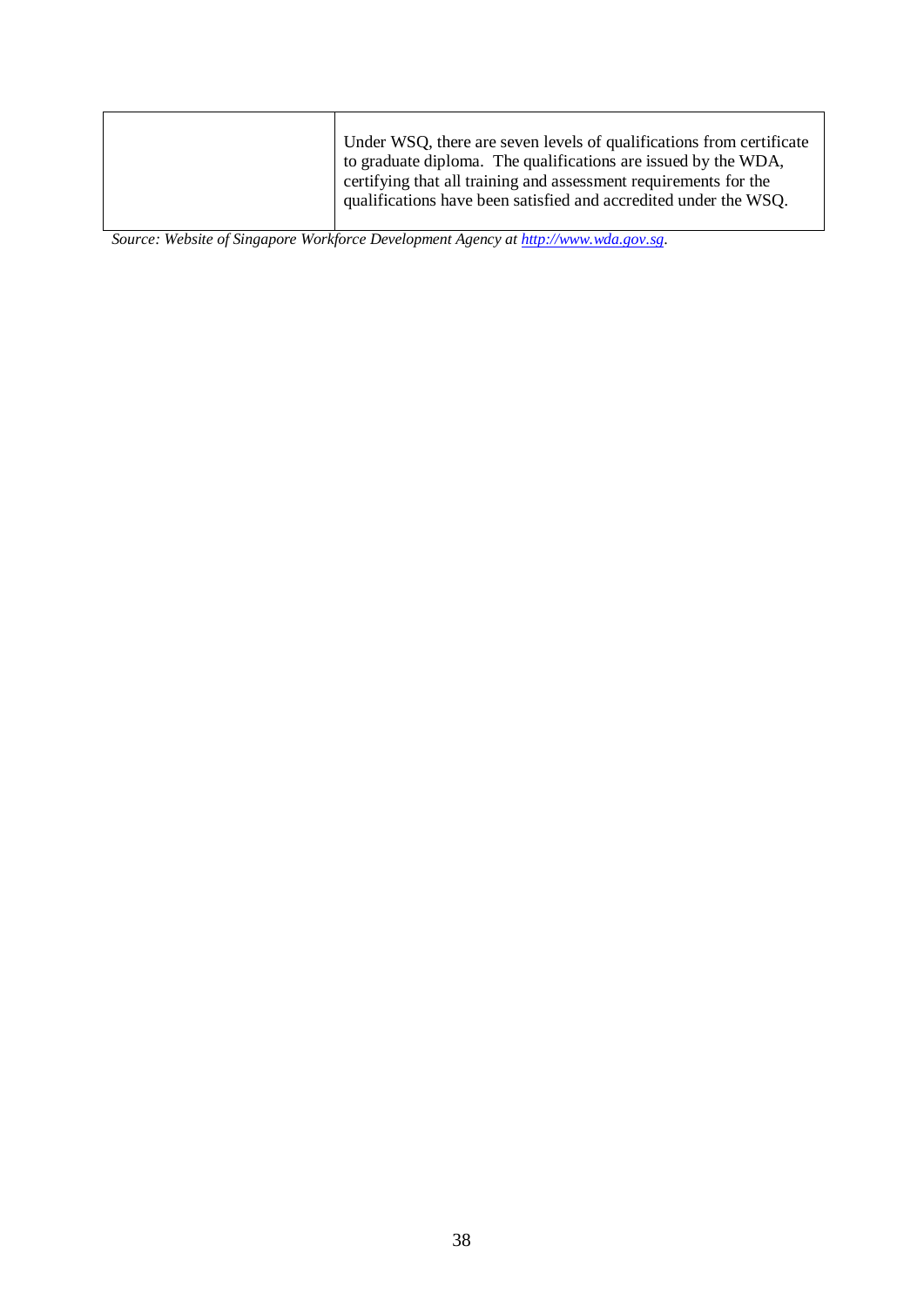| | |
|---|---|
| | Under WSQ, there are seven levels of qualifications from certificate to graduate diploma. The qualifications are issued by the WDA, certifying that all training and assessment requirements for the qualifications have been satisfied and accredited under the WSQ. |

*Source: Website of Singapore Workforce Development Agency at http://www.wda.gov.sg.*